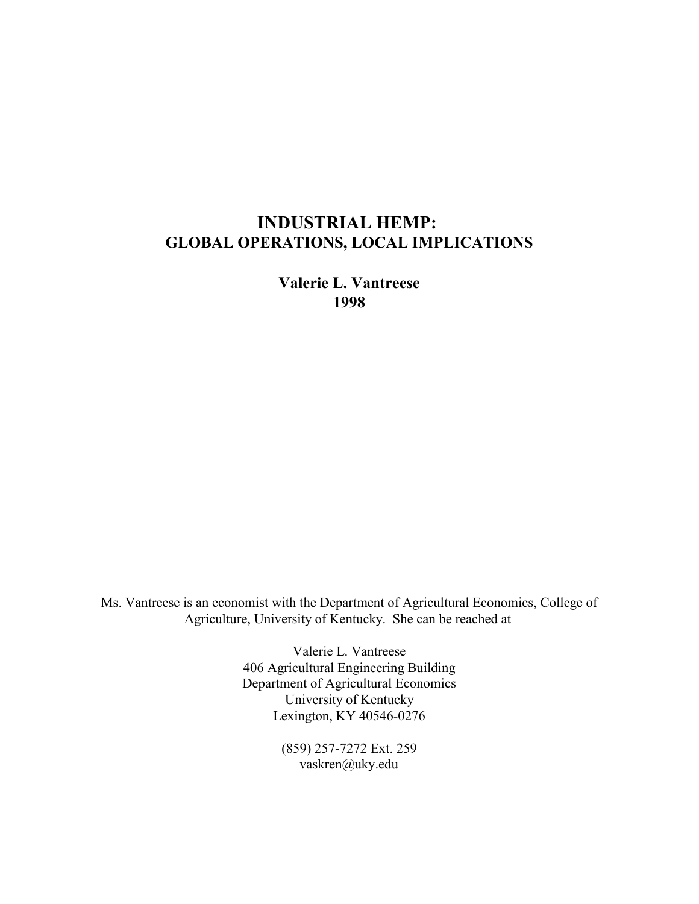# INDUSTRIAL HEMP:
## GLOBAL OPERATIONS, LOCAL IMPLICATIONS

**Valerie L. Vantreese**
**1998**

Ms. Vantreese is an economist with the Department of Agricultural Economics, College of Agriculture, University of Kentucky. She can be reached at

Valerie L. Vantreese
406 Agricultural Engineering Building
Department of Agricultural Economics
University of Kentucky
Lexington, KY 40546-0276

(859) 257-7272 Ext. 259
vaskren@uky.edu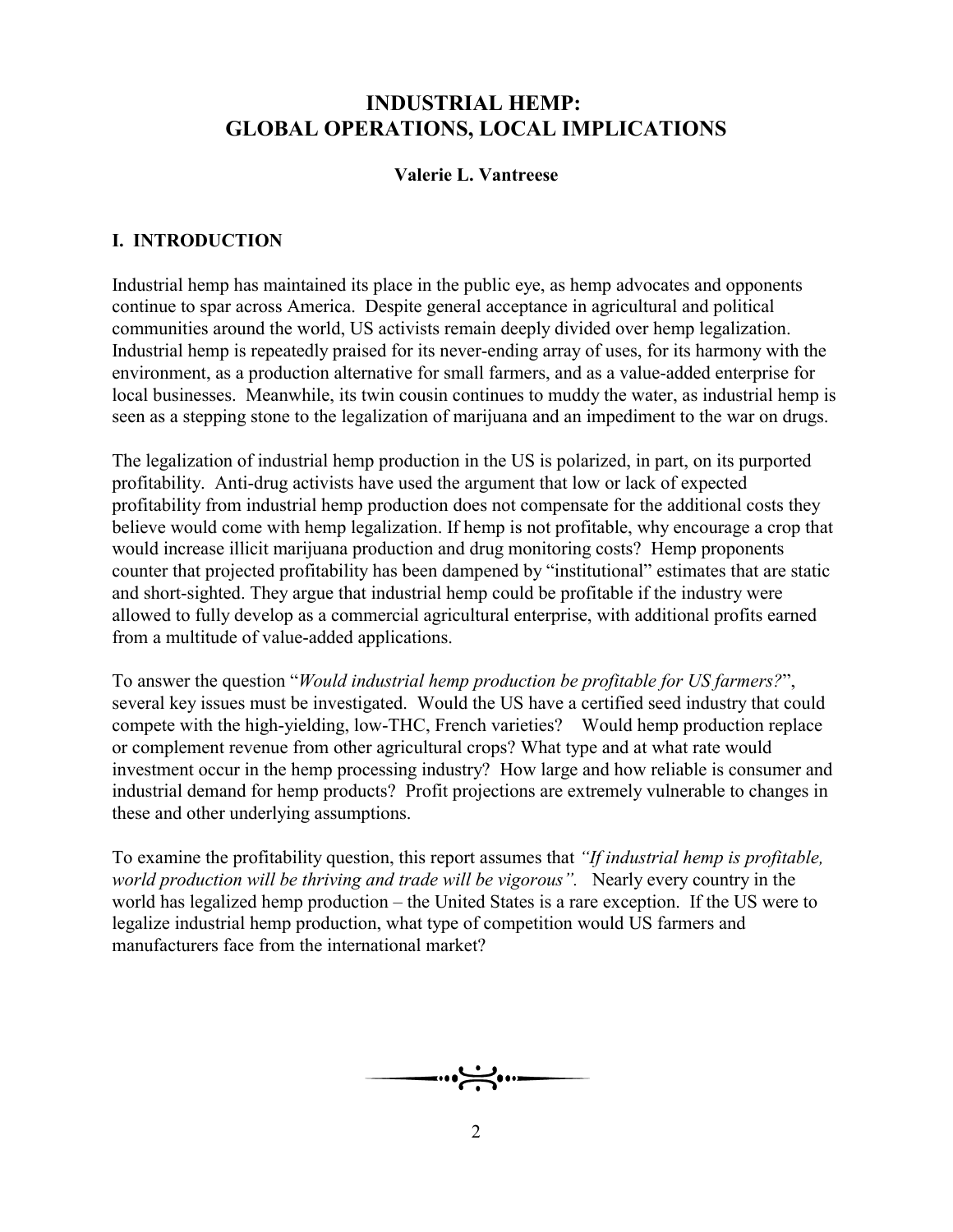# INDUSTRIAL HEMP: GLOBAL OPERATIONS, LOCAL IMPLICATIONS

**Valerie L. Vantreese**

## I. INTRODUCTION

Industrial hemp has maintained its place in the public eye, as hemp advocates and opponents continue to spar across America. Despite general acceptance in agricultural and political communities around the world, US activists remain deeply divided over hemp legalization. Industrial hemp is repeatedly praised for its never-ending array of uses, for its harmony with the environment, as a production alternative for small farmers, and as a value-added enterprise for local businesses. Meanwhile, its twin cousin continues to muddy the water, as industrial hemp is seen as a stepping stone to the legalization of marijuana and an impediment to the war on drugs.

The legalization of industrial hemp production in the US is polarized, in part, on its purported profitability. Anti-drug activists have used the argument that low or lack of expected profitability from industrial hemp production does not compensate for the additional costs they believe would come with hemp legalization. If hemp is not profitable, why encourage a crop that would increase illicit marijuana production and drug monitoring costs? Hemp proponents counter that projected profitability has been dampened by "institutional" estimates that are static and short-sighted. They argue that industrial hemp could be profitable if the industry were allowed to fully develop as a commercial agricultural enterprise, with additional profits earned from a multitude of value-added applications.

To answer the question "*Would industrial hemp production be profitable for US farmers?*", several key issues must be investigated. Would the US have a certified seed industry that could compete with the high-yielding, low-THC, French varieties? Would hemp production replace or complement revenue from other agricultural crops? What type and at what rate would investment occur in the hemp processing industry? How large and how reliable is consumer and industrial demand for hemp products? Profit projections are extremely vulnerable to changes in these and other underlying assumptions.

To examine the profitability question, this report assumes that *"If industrial hemp is profitable, world production will be thriving and trade will be vigorous".* Nearly every country in the world has legalized hemp production – the United States is a rare exception. If the US were to legalize industrial hemp production, what type of competition would US farmers and manufacturers face from the international market?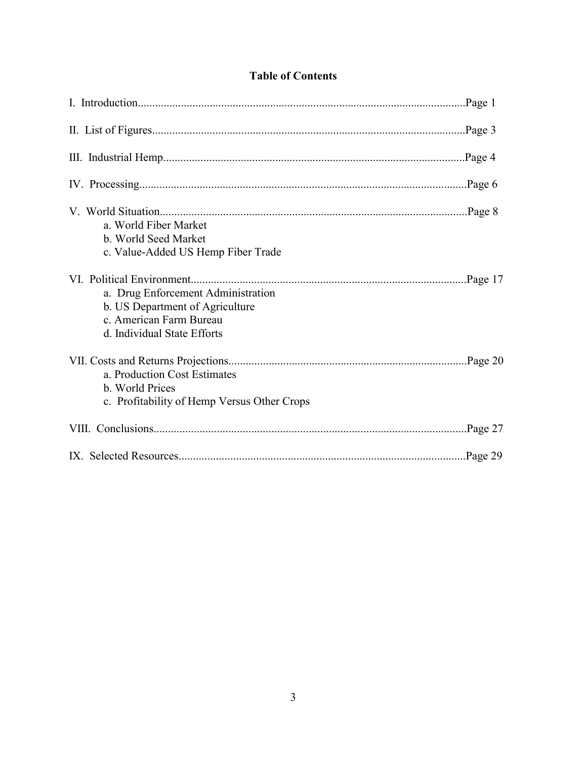# Table of Contents

I. Introduction.................................................................................................................Page 1

II. List of Figures............................................................................................................Page 3

III. Industrial Hemp........................................................................................................Page 4

IV. Processing.................................................................................................................Page 6

V. World Situation..........................................................................................................Page 8
- a. World Fiber Market
- b. World Seed Market
- c. Value-Added US Hemp Fiber Trade

VI. Political Environment...............................................................................................Page 17
- a. Drug Enforcement Administration
- b. US Department of Agriculture
- c. American Farm Bureau
- d. Individual State Efforts

VII. Costs and Returns Projections.................................................................................Page 20
- a. Production Cost Estimates
- b. World Prices
- c. Profitability of Hemp Versus Other Crops

VIII. Conclusions............................................................................................................Page 27

IX. Selected Resources...................................................................................................Page 29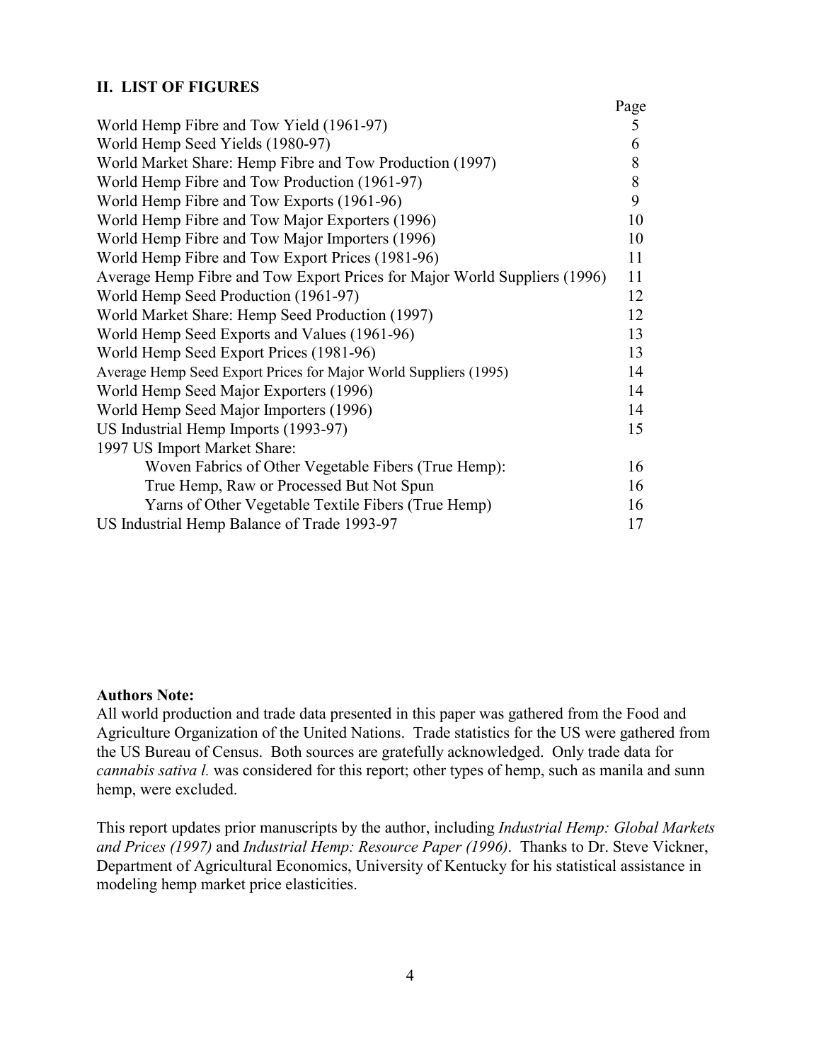## II. LIST OF FIGURES

| | Page |
|---|---|
| World Hemp Fibre and Tow Yield (1961-97) | 5 |
| World Hemp Seed Yields (1980-97) | 6 |
| World Market Share: Hemp Fibre and Tow Production (1997) | 8 |
| World Hemp Fibre and Tow Production (1961-97) | 8 |
| World Hemp Fibre and Tow Exports (1961-96) | 9 |
| World Hemp Fibre and Tow Major Exporters (1996) | 10 |
| World Hemp Fibre and Tow Major Importers (1996) | 10 |
| World Hemp Fibre and Tow Export Prices (1981-96) | 11 |
| Average Hemp Fibre and Tow Export Prices for Major World Suppliers (1996) | 11 |
| World Hemp Seed Production (1961-97) | 12 |
| World Market Share: Hemp Seed Production (1997) | 12 |
| World Hemp Seed Exports and Values (1961-96) | 13 |
| World Hemp Seed Export Prices (1981-96) | 13 |
| Average Hemp Seed Export Prices for Major World Suppliers (1995) | 14 |
| World Hemp Seed Major Exporters (1996) | 14 |
| World Hemp Seed Major Importers (1996) | 14 |
| US Industrial Hemp Imports (1993-97) | 15 |
| 1997 US Import Market Share: | |
| Woven Fabrics of Other Vegetable Fibers (True Hemp): | 16 |
| True Hemp, Raw or Processed But Not Spun | 16 |
| Yarns of Other Vegetable Textile Fibers (True Hemp) | 16 |
| US Industrial Hemp Balance of Trade 1993-97 | 17 |

**Authors Note:**
All world production and trade data presented in this paper was gathered from the Food and Agriculture Organization of the United Nations. Trade statistics for the US were gathered from the US Bureau of Census. Both sources are gratefully acknowledged. Only trade data for *cannabis sativa l.* was considered for this report; other types of hemp, such as manila and sunn hemp, were excluded.

This report updates prior manuscripts by the author, including *Industrial Hemp: Global Markets and Prices (1997)* and *Industrial Hemp: Resource Paper (1996)*. Thanks to Dr. Steve Vickner, Department of Agricultural Economics, University of Kentucky for his statistical assistance in modeling hemp market price elasticities.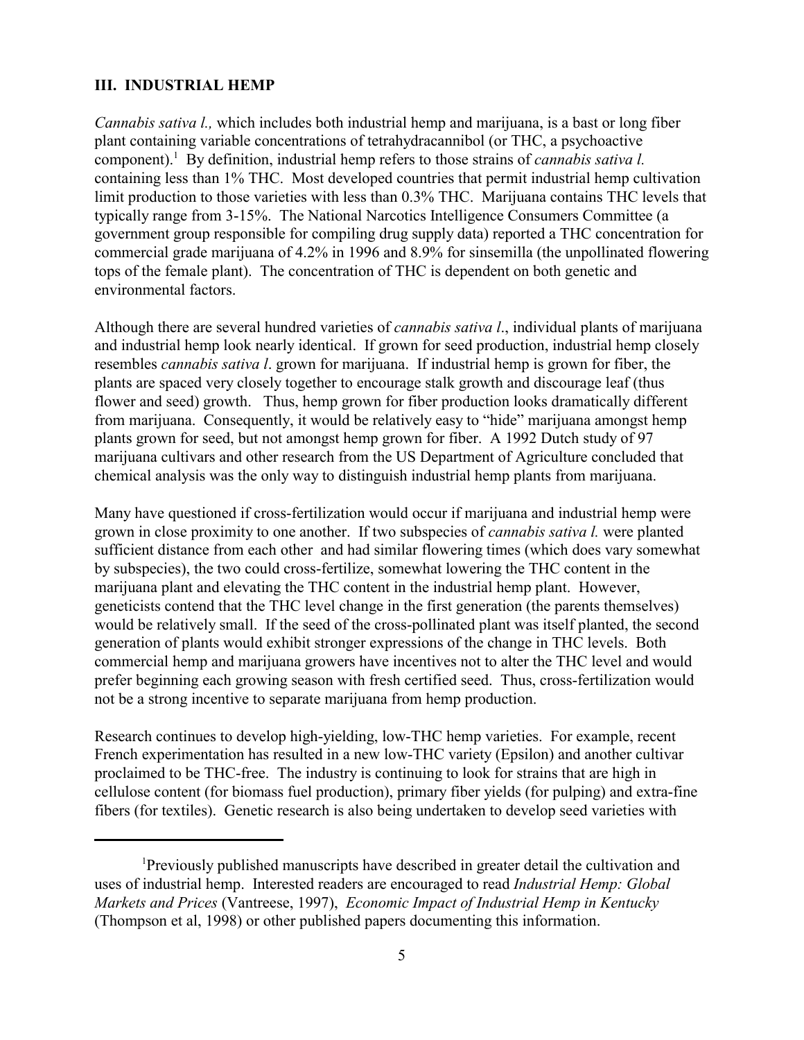## III. INDUSTRIAL HEMP

*Cannabis sativa l.,* which includes both industrial hemp and marijuana, is a bast or long fiber plant containing variable concentrations of tetrahydracannibol (or THC, a psychoactive component).[1] By definition, industrial hemp refers to those strains of *cannabis sativa l.* containing less than 1% THC. Most developed countries that permit industrial hemp cultivation limit production to those varieties with less than 0.3% THC. Marijuana contains THC levels that typically range from 3-15%. The National Narcotics Intelligence Consumers Committee (a government group responsible for compiling drug supply data) reported a THC concentration for commercial grade marijuana of 4.2% in 1996 and 8.9% for sinsemilla (the unpollinated flowering tops of the female plant). The concentration of THC is dependent on both genetic and environmental factors.

Although there are several hundred varieties of *cannabis sativa l*., individual plants of marijuana and industrial hemp look nearly identical. If grown for seed production, industrial hemp closely resembles *cannabis sativa l*. grown for marijuana. If industrial hemp is grown for fiber, the plants are spaced very closely together to encourage stalk growth and discourage leaf (thus flower and seed) growth. Thus, hemp grown for fiber production looks dramatically different from marijuana. Consequently, it would be relatively easy to "hide" marijuana amongst hemp plants grown for seed, but not amongst hemp grown for fiber. A 1992 Dutch study of 97 marijuana cultivars and other research from the US Department of Agriculture concluded that chemical analysis was the only way to distinguish industrial hemp plants from marijuana.

Many have questioned if cross-fertilization would occur if marijuana and industrial hemp were grown in close proximity to one another. If two subspecies of *cannabis sativa l.* were planted sufficient distance from each other and had similar flowering times (which does vary somewhat by subspecies), the two could cross-fertilize, somewhat lowering the THC content in the marijuana plant and elevating the THC content in the industrial hemp plant. However, geneticists contend that the THC level change in the first generation (the parents themselves) would be relatively small. If the seed of the cross-pollinated plant was itself planted, the second generation of plants would exhibit stronger expressions of the change in THC levels. Both commercial hemp and marijuana growers have incentives not to alter the THC level and would prefer beginning each growing season with fresh certified seed. Thus, cross-fertilization would not be a strong incentive to separate marijuana from hemp production.

Research continues to develop high-yielding, low-THC hemp varieties. For example, recent French experimentation has resulted in a new low-THC variety (Epsilon) and another cultivar proclaimed to be THC-free. The industry is continuing to look for strains that are high in cellulose content (for biomass fuel production), primary fiber yields (for pulping) and extra-fine fibers (for textiles). Genetic research is also being undertaken to develop seed varieties with

---

[1] Previously published manuscripts have described in greater detail the cultivation and uses of industrial hemp. Interested readers are encouraged to read *Industrial Hemp: Global Markets and Prices* (Vantreese, 1997), *Economic Impact of Industrial Hemp in Kentucky* (Thompson et al, 1998) or other published papers documenting this information.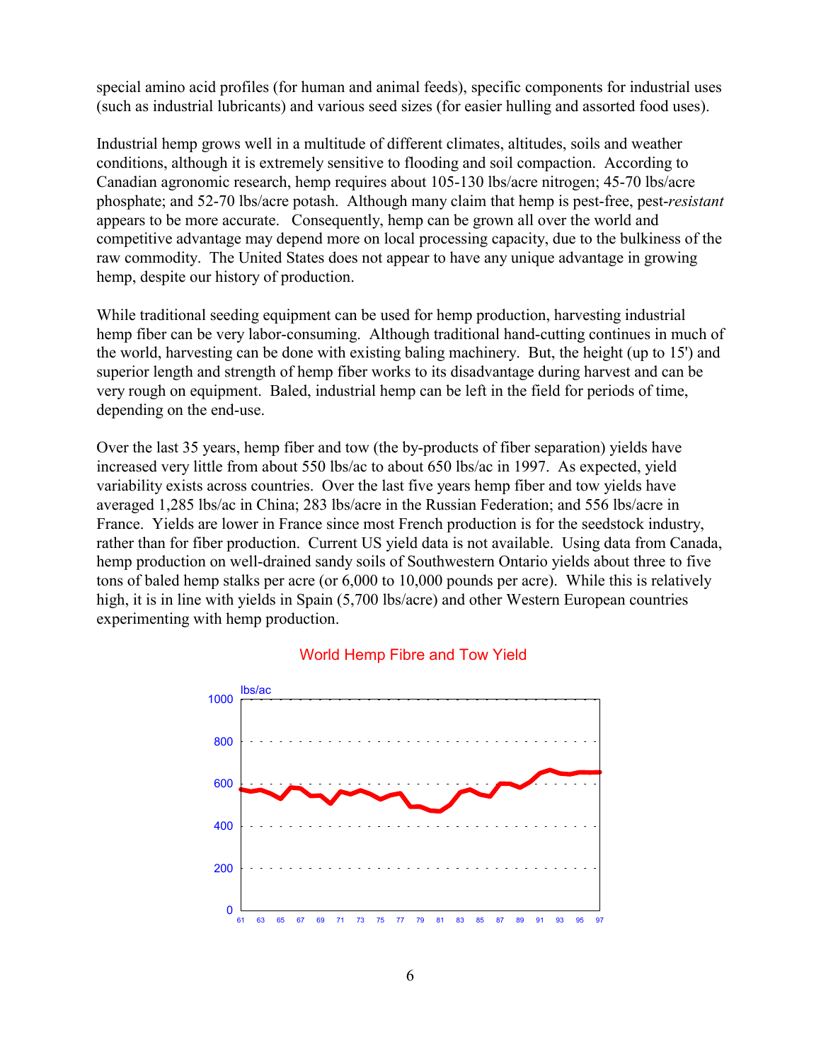special amino acid profiles (for human and animal feeds), specific components for industrial uses (such as industrial lubricants) and various seed sizes (for easier hulling and assorted food uses).

Industrial hemp grows well in a multitude of different climates, altitudes, soils and weather conditions, although it is extremely sensitive to flooding and soil compaction. According to Canadian agronomic research, hemp requires about 105-130 lbs/acre nitrogen; 45-70 lbs/acre phosphate; and 52-70 lbs/acre potash. Although many claim that hemp is pest-free, pest-*resistant* appears to be more accurate. Consequently, hemp can be grown all over the world and competitive advantage may depend more on local processing capacity, due to the bulkiness of the raw commodity. The United States does not appear to have any unique advantage in growing hemp, despite our history of production.

While traditional seeding equipment can be used for hemp production, harvesting industrial hemp fiber can be very labor-consuming. Although traditional hand-cutting continues in much of the world, harvesting can be done with existing baling machinery. But, the height (up to 15') and superior length and strength of hemp fiber works to its disadvantage during harvest and can be very rough on equipment. Baled, industrial hemp can be left in the field for periods of time, depending on the end-use.

Over the last 35 years, hemp fiber and tow (the by-products of fiber separation) yields have increased very little from about 550 lbs/ac to about 650 lbs/ac in 1997. As expected, yield variability exists across countries. Over the last five years hemp fiber and tow yields have averaged 1,285 lbs/ac in China; 283 lbs/acre in the Russian Federation; and 556 lbs/acre in France. Yields are lower in France since most French production is for the seedstock industry, rather than for fiber production. Current US yield data is not available. Using data from Canada, hemp production on well-drained sandy soils of Southwestern Ontario yields about three to five tons of baled hemp stalks per acre (or 6,000 to 10,000 pounds per acre). While this is relatively high, it is in line with yields in Spain (5,700 lbs/acre) and other Western European countries experimenting with hemp production.

World Hemp Fibre and Tow Yield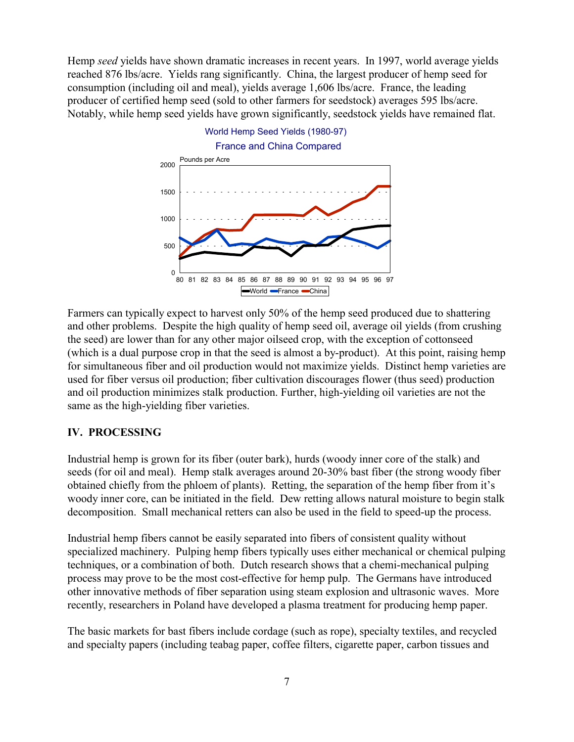Hemp *seed* yields have shown dramatic increases in recent years. In 1997, world average yields reached 876 lbs/acre. Yields rang significantly. China, the largest producer of hemp seed for consumption (including oil and meal), yields average 1,606 lbs/acre. France, the leading producer of certified hemp seed (sold to other farmers for seedstock) averages 595 lbs/acre. Notably, while hemp seed yields have grown significantly, seedstock yields have remained flat.

World Hemp Seed Yields (1980-97)

France and China Compared

Farmers can typically expect to harvest only 50% of the hemp seed produced due to shattering and other problems. Despite the high quality of hemp seed oil, average oil yields (from crushing the seed) are lower than for any other major oilseed crop, with the exception of cottonseed (which is a dual purpose crop in that the seed is almost a by-product). At this point, raising hemp for simultaneous fiber and oil production would not maximize yields. Distinct hemp varieties are used for fiber versus oil production; fiber cultivation discourages flower (thus seed) production and oil production minimizes stalk production. Further, high-yielding oil varieties are not the same as the high-yielding fiber varieties.

## IV. PROCESSING

Industrial hemp is grown for its fiber (outer bark), hurds (woody inner core of the stalk) and seeds (for oil and meal). Hemp stalk averages around 20-30% bast fiber (the strong woody fiber obtained chiefly from the phloem of plants). Retting, the separation of the hemp fiber from it's woody inner core, can be initiated in the field. Dew retting allows natural moisture to begin stalk decomposition. Small mechanical retters can also be used in the field to speed-up the process.

Industrial hemp fibers cannot be easily separated into fibers of consistent quality without specialized machinery. Pulping hemp fibers typically uses either mechanical or chemical pulping techniques, or a combination of both. Dutch research shows that a chemi-mechanical pulping process may prove to be the most cost-effective for hemp pulp. The Germans have introduced other innovative methods of fiber separation using steam explosion and ultrasonic waves. More recently, researchers in Poland have developed a plasma treatment for producing hemp paper.

The basic markets for bast fibers include cordage (such as rope), specialty textiles, and recycled and specialty papers (including teabag paper, coffee filters, cigarette paper, carbon tissues and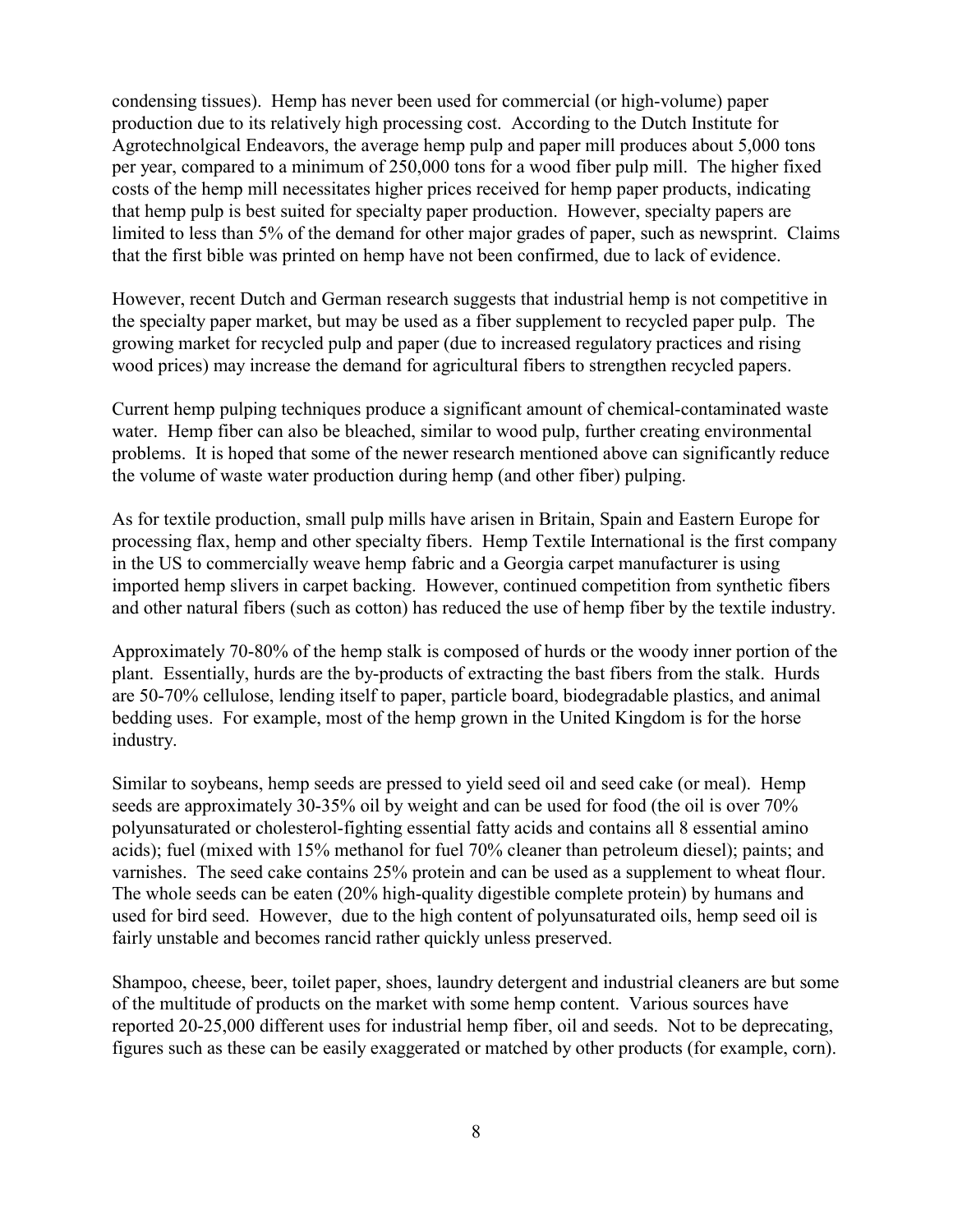condensing tissues). Hemp has never been used for commercial (or high-volume) paper production due to its relatively high processing cost. According to the Dutch Institute for Agrotechnolgical Endeavors, the average hemp pulp and paper mill produces about 5,000 tons per year, compared to a minimum of 250,000 tons for a wood fiber pulp mill. The higher fixed costs of the hemp mill necessitates higher prices received for hemp paper products, indicating that hemp pulp is best suited for specialty paper production. However, specialty papers are limited to less than 5% of the demand for other major grades of paper, such as newsprint. Claims that the first bible was printed on hemp have not been confirmed, due to lack of evidence.

However, recent Dutch and German research suggests that industrial hemp is not competitive in the specialty paper market, but may be used as a fiber supplement to recycled paper pulp. The growing market for recycled pulp and paper (due to increased regulatory practices and rising wood prices) may increase the demand for agricultural fibers to strengthen recycled papers.

Current hemp pulping techniques produce a significant amount of chemical-contaminated waste water. Hemp fiber can also be bleached, similar to wood pulp, further creating environmental problems. It is hoped that some of the newer research mentioned above can significantly reduce the volume of waste water production during hemp (and other fiber) pulping.

As for textile production, small pulp mills have arisen in Britain, Spain and Eastern Europe for processing flax, hemp and other specialty fibers. Hemp Textile International is the first company in the US to commercially weave hemp fabric and a Georgia carpet manufacturer is using imported hemp slivers in carpet backing. However, continued competition from synthetic fibers and other natural fibers (such as cotton) has reduced the use of hemp fiber by the textile industry.

Approximately 70-80% of the hemp stalk is composed of hurds or the woody inner portion of the plant. Essentially, hurds are the by-products of extracting the bast fibers from the stalk. Hurds are 50-70% cellulose, lending itself to paper, particle board, biodegradable plastics, and animal bedding uses. For example, most of the hemp grown in the United Kingdom is for the horse industry.

Similar to soybeans, hemp seeds are pressed to yield seed oil and seed cake (or meal). Hemp seeds are approximately 30-35% oil by weight and can be used for food (the oil is over 70% polyunsaturated or cholesterol-fighting essential fatty acids and contains all 8 essential amino acids); fuel (mixed with 15% methanol for fuel 70% cleaner than petroleum diesel); paints; and varnishes. The seed cake contains 25% protein and can be used as a supplement to wheat flour. The whole seeds can be eaten (20% high-quality digestible complete protein) by humans and used for bird seed. However, due to the high content of polyunsaturated oils, hemp seed oil is fairly unstable and becomes rancid rather quickly unless preserved.

Shampoo, cheese, beer, toilet paper, shoes, laundry detergent and industrial cleaners are but some of the multitude of products on the market with some hemp content. Various sources have reported 20-25,000 different uses for industrial hemp fiber, oil and seeds. Not to be deprecating, figures such as these can be easily exaggerated or matched by other products (for example, corn).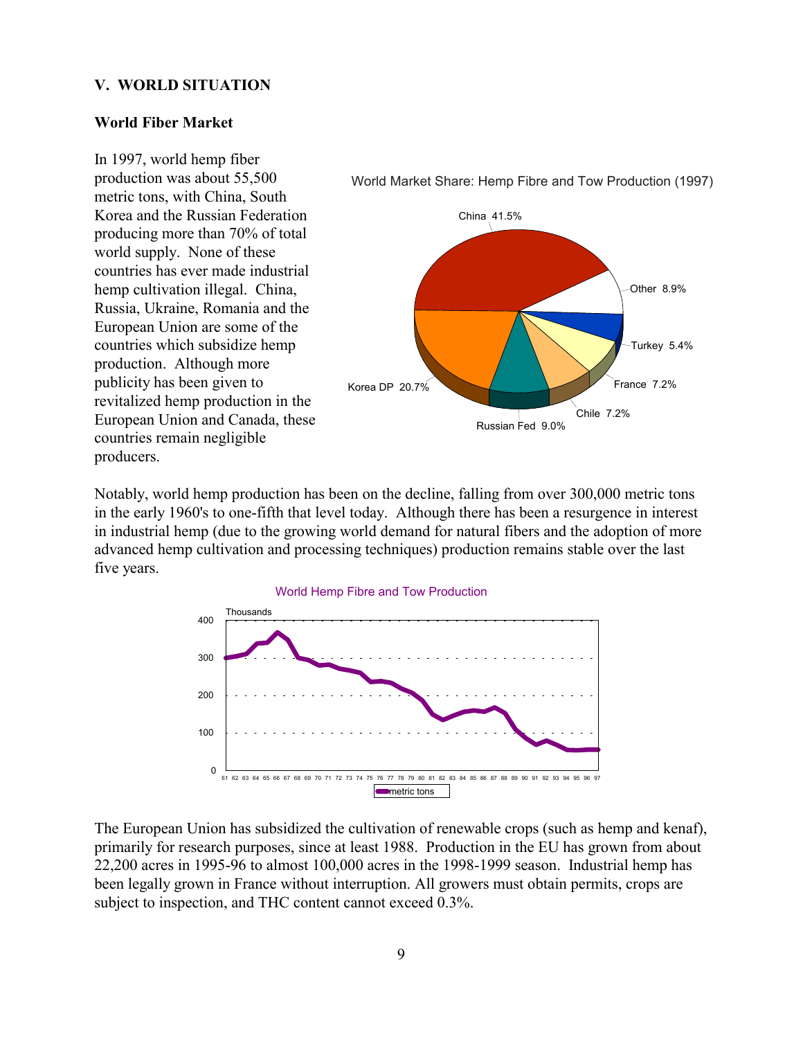## V. WORLD SITUATION

### World Fiber Market

In 1997, world hemp fiber production was about 55,500 metric tons, with China, South Korea and the Russian Federation producing more than 70% of total world supply. None of these countries has ever made industrial hemp cultivation illegal. China, Russia, Ukraine, Romania and the European Union are some of the countries which subsidize hemp production. Although more publicity has been given to revitalized hemp production in the European Union and Canada, these countries remain negligible producers.

World Market Share: Hemp Fibre and Tow Production (1997)

Notably, world hemp production has been on the decline, falling from over 300,000 metric tons in the early 1960's to one-fifth that level today. Although there has been a resurgence in interest in industrial hemp (due to the growing world demand for natural fibers and the adoption of more advanced hemp cultivation and processing techniques) production remains stable over the last five years.

World Hemp Fibre and Tow Production

The European Union has subsidized the cultivation of renewable crops (such as hemp and kenaf), primarily for research purposes, since at least 1988. Production in the EU has grown from about 22,200 acres in 1995-96 to almost 100,000 acres in the 1998-1999 season. Industrial hemp has been legally grown in France without interruption. All growers must obtain permits, crops are subject to inspection, and THC content cannot exceed 0.3%.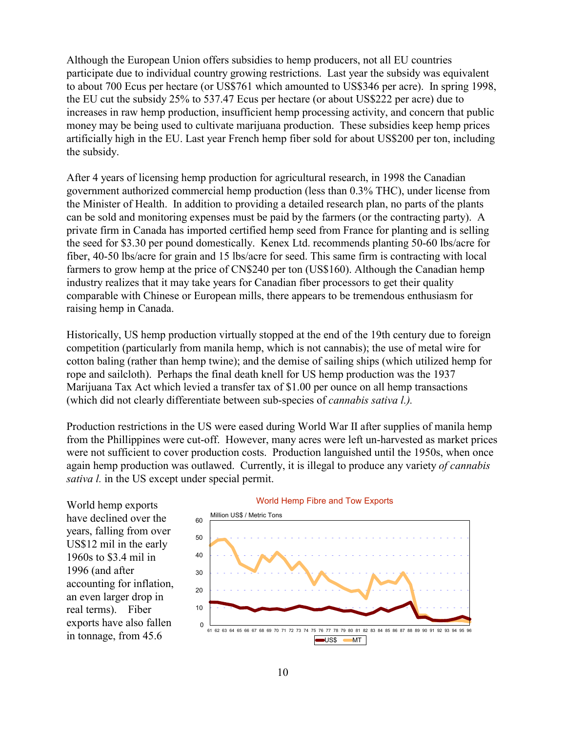Although the European Union offers subsidies to hemp producers, not all EU countries participate due to individual country growing restrictions. Last year the subsidy was equivalent to about 700 Ecus per hectare (or US$761 which amounted to US$346 per acre). In spring 1998, the EU cut the subsidy 25% to 537.47 Ecus per hectare (or about US$222 per acre) due to increases in raw hemp production, insufficient hemp processing activity, and concern that public money may be being used to cultivate marijuana production. These subsidies keep hemp prices artificially high in the EU. Last year French hemp fiber sold for about US$200 per ton, including the subsidy.

After 4 years of licensing hemp production for agricultural research, in 1998 the Canadian government authorized commercial hemp production (less than 0.3% THC), under license from the Minister of Health. In addition to providing a detailed research plan, no parts of the plants can be sold and monitoring expenses must be paid by the farmers (or the contracting party). A private firm in Canada has imported certified hemp seed from France for planting and is selling the seed for $3.30 per pound domestically. Kenex Ltd. recommends planting 50-60 lbs/acre for fiber, 40-50 lbs/acre for grain and 15 lbs/acre for seed. This same firm is contracting with local farmers to grow hemp at the price of CN$240 per ton (US$160). Although the Canadian hemp industry realizes that it may take years for Canadian fiber processors to get their quality comparable with Chinese or European mills, there appears to be tremendous enthusiasm for raising hemp in Canada.

Historically, US hemp production virtually stopped at the end of the 19th century due to foreign competition (particularly from manila hemp, which is not cannabis); the use of metal wire for cotton baling (rather than hemp twine); and the demise of sailing ships (which utilized hemp for rope and sailcloth). Perhaps the final death knell for US hemp production was the 1937 Marijuana Tax Act which levied a transfer tax of $1.00 per ounce on all hemp transactions (which did not clearly differentiate between sub-species of *cannabis sativa l.).*

Production restrictions in the US were eased during World War II after supplies of manila hemp from the Phillippines were cut-off. However, many acres were left un-harvested as market prices were not sufficient to cover production costs. Production languished until the 1950s, when once again hemp production was outlawed. Currently, it is illegal to produce any variety *of cannabis sativa l.* in the US except under special permit.

World hemp exports have declined over the years, falling from over US$12 mil in the early 1960s to $3.4 mil in 1996 (and after accounting for inflation, an even larger drop in real terms). Fiber exports have also fallen in tonnage, from 45.6

World Hemp Fibre and Tow Exports

Million US$ / Metric Tons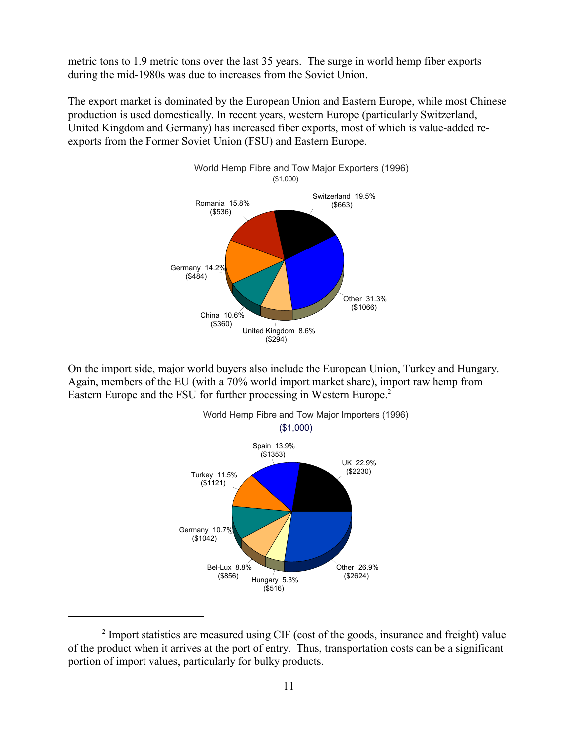metric tons to 1.9 metric tons over the last 35 years. The surge in world hemp fiber exports during the mid-1980s was due to increases from the Soviet Union.

The export market is dominated by the European Union and Eastern Europe, while most Chinese production is used domestically. In recent years, western Europe (particularly Switzerland, United Kingdom and Germany) has increased fiber exports, most of which is value-added re-exports from the Former Soviet Union (FSU) and Eastern Europe.

World Hemp Fibre and Tow Major Exporters (1996)
($1,000)

| Country | Share | Value |
|---|---|---|
| Switzerland | 19.5% | ($663) |
| Other | 31.3% | ($1066) |
| United Kingdom | 8.6% | ($294) |
| China | 10.6% | ($360) |
| Germany | 14.2% | ($484) |
| Romania | 15.8% | ($536) |

On the import side, major world buyers also include the European Union, Turkey and Hungary. Again, members of the EU (with a 70% world import market share), import raw hemp from Eastern Europe and the FSU for further processing in Western Europe.[2]

World Hemp Fibre and Tow Major Importers (1996)
($1,000)

| Country | Share | Value |
|---|---|---|
| UK | 22.9% | ($2230) |
| Other | 26.9% | ($2624) |
| Hungary | 5.3% | ($516) |
| Bel-Lux | 8.8% | ($856) |
| Germany | 10.7% | ($1042) |
| Turkey | 11.5% | ($1121) |
| Spain | 13.9% | ($1353) |

[2] Import statistics are measured using CIF (cost of the goods, insurance and freight) value of the product when it arrives at the port of entry. Thus, transportation costs can be a significant portion of import values, particularly for bulky products.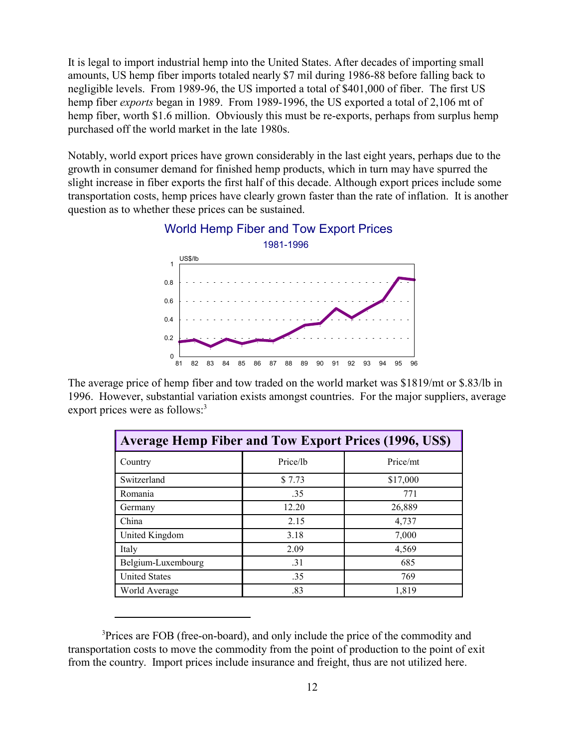It is legal to import industrial hemp into the United States. After decades of importing small amounts, US hemp fiber imports totaled nearly $7 mil during 1986-88 before falling back to negligible levels. From 1989-96, the US imported a total of $401,000 of fiber. The first US hemp fiber *exports* began in 1989. From 1989-1996, the US exported a total of 2,106 mt of hemp fiber, worth $1.6 million. Obviously this must be re-exports, perhaps from surplus hemp purchased off the world market in the late 1980s.

Notably, world export prices have grown considerably in the last eight years, perhaps due to the growth in consumer demand for finished hemp products, which in turn may have spurred the slight increase in fiber exports the first half of this decade. Although export prices include some transportation costs, hemp prices have clearly grown faster than the rate of inflation. It is another question as to whether these prices can be sustained.

World Hemp Fiber and Tow Export Prices

1981-1996

The average price of hemp fiber and tow traded on the world market was $1819/mt or $.83/lb in 1996. However, substantial variation exists amongst countries. For the major suppliers, average export prices were as follows:[3]

| Average Hemp Fiber and Tow Export Prices (1996, US$) | | |
|---|---|---|
| Country | Price/lb | Price/mt |
| Switzerland | $ 7.73 | $17,000 |
| Romania | .35 | 771 |
| Germany | 12.20 | 26,889 |
| China | 2.15 | 4,737 |
| United Kingdom | 3.18 | 7,000 |
| Italy | 2.09 | 4,569 |
| Belgium-Luxembourg | .31 | 685 |
| United States | .35 | 769 |
| World Average | .83 | 1,819 |

[3]Prices are FOB (free-on-board), and only include the price of the commodity and transportation costs to move the commodity from the point of production to the point of exit from the country. Import prices include insurance and freight, thus are not utilized here.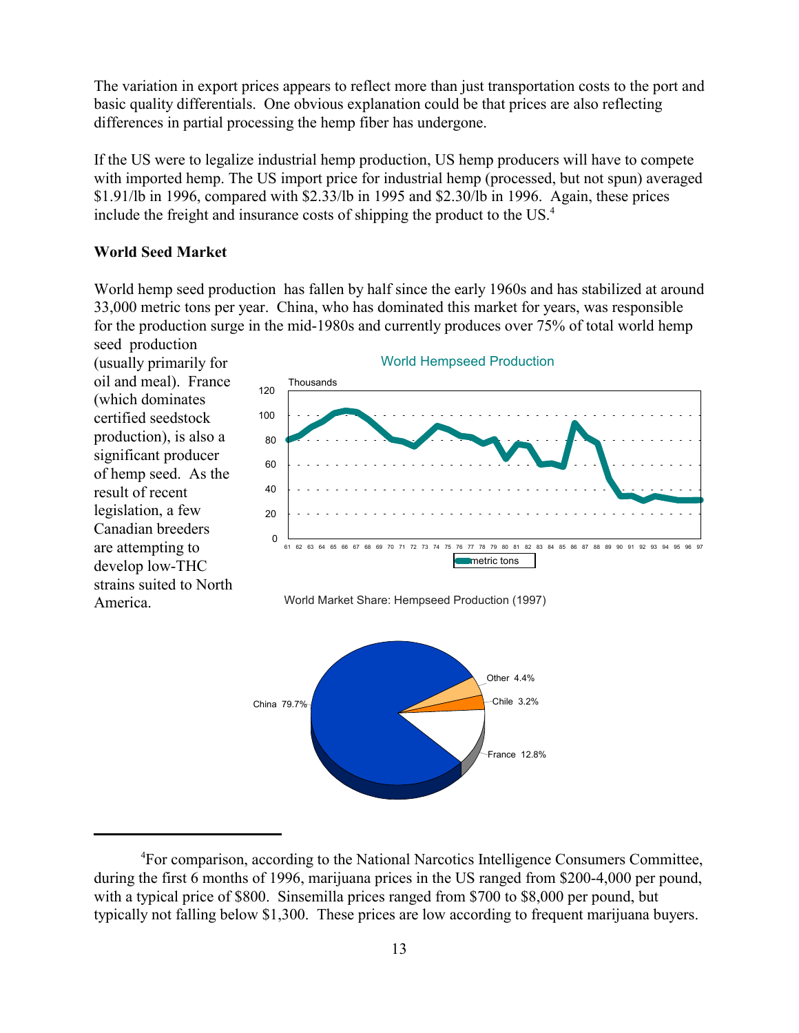The variation in export prices appears to reflect more than just transportation costs to the port and basic quality differentials. One obvious explanation could be that prices are also reflecting differences in partial processing the hemp fiber has undergone.

If the US were to legalize industrial hemp production, US hemp producers will have to compete with imported hemp. The US import price for industrial hemp (processed, but not spun) averaged \$1.91/lb in 1996, compared with \$2.33/lb in 1995 and \$2.30/lb in 1996. Again, these prices include the freight and insurance costs of shipping the product to the US.[4]

**World Seed Market**

World hemp seed production has fallen by half since the early 1960s and has stabilized at around 33,000 metric tons per year. China, who has dominated this market for years, was responsible for the production surge in the mid-1980s and currently produces over 75% of total world hemp seed production (usually primarily for oil and meal). France (which dominates certified seedstock production), is also a significant producer of hemp seed. As the result of recent legislation, a few Canadian breeders are attempting to develop low-THC strains suited to North America.

World Hempseed Production

World Market Share: Hempseed Production (1997)

---

[4]For comparison, according to the National Narcotics Intelligence Consumers Committee, during the first 6 months of 1996, marijuana prices in the US ranged from \$200-4,000 per pound, with a typical price of \$800. Sinsemilla prices ranged from \$700 to \$8,000 per pound, but typically not falling below \$1,300. These prices are low according to frequent marijuana buyers.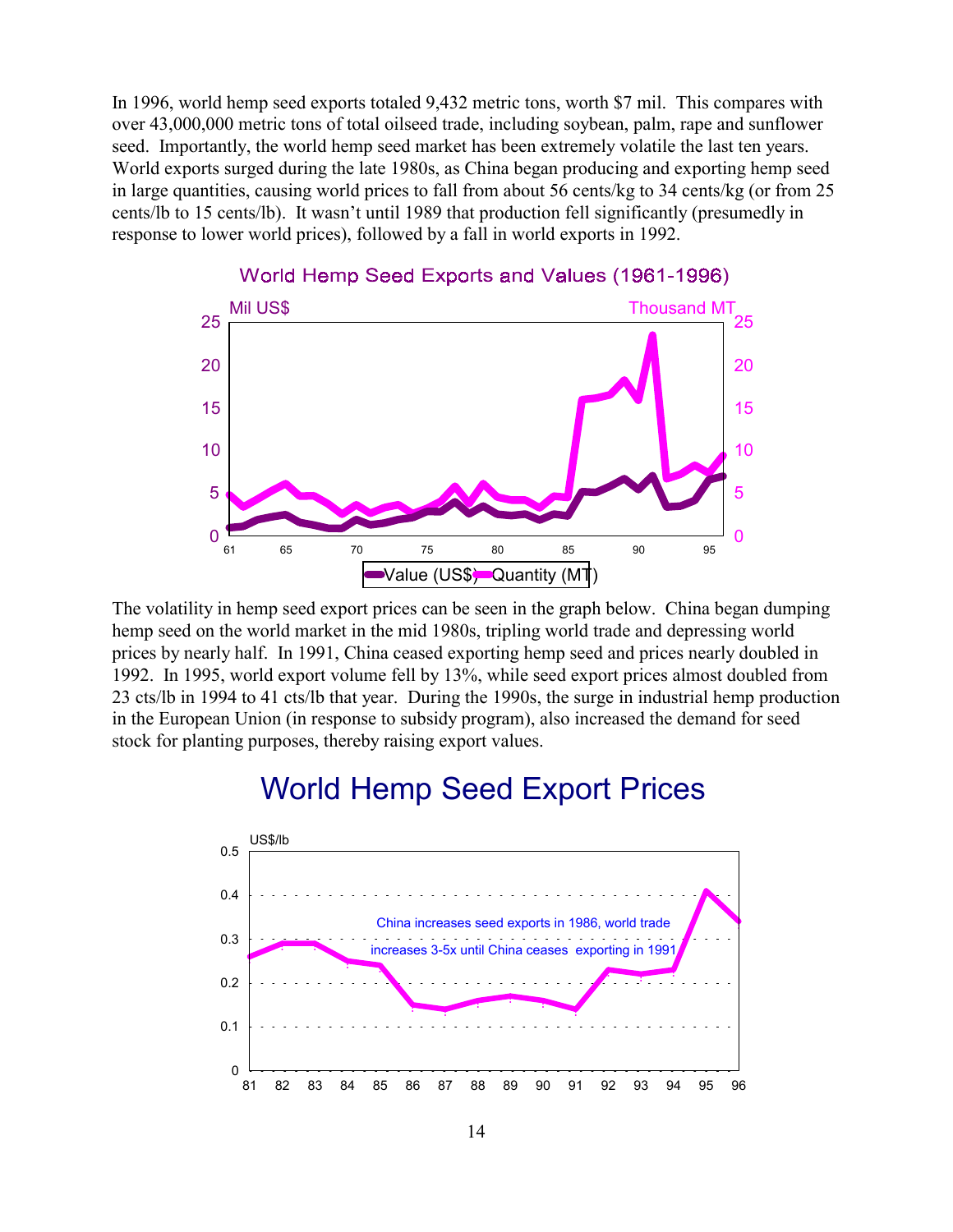In 1996, world hemp seed exports totaled 9,432 metric tons, worth $7 mil. This compares with over 43,000,000 metric tons of total oilseed trade, including soybean, palm, rape and sunflower seed. Importantly, the world hemp seed market has been extremely volatile the last ten years. World exports surged during the late 1980s, as China began producing and exporting hemp seed in large quantities, causing world prices to fall from about 56 cents/kg to 34 cents/kg (or from 25 cents/lb to 15 cents/lb). It wasn't until 1989 that production fell significantly (presumedly in response to lower world prices), followed by a fall in world exports in 1992.

World Hemp Seed Exports and Values (1961-1996)

The volatility in hemp seed export prices can be seen in the graph below. China began dumping hemp seed on the world market in the mid 1980s, tripling world trade and depressing world prices by nearly half. In 1991, China ceased exporting hemp seed and prices nearly doubled in 1992. In 1995, world export volume fell by 13%, while seed export prices almost doubled from 23 cts/lb in 1994 to 41 cts/lb that year. During the 1990s, the surge in industrial hemp production in the European Union (in response to subsidy program), also increased the demand for seed stock for planting purposes, thereby raising export values.

World Hemp Seed Export Prices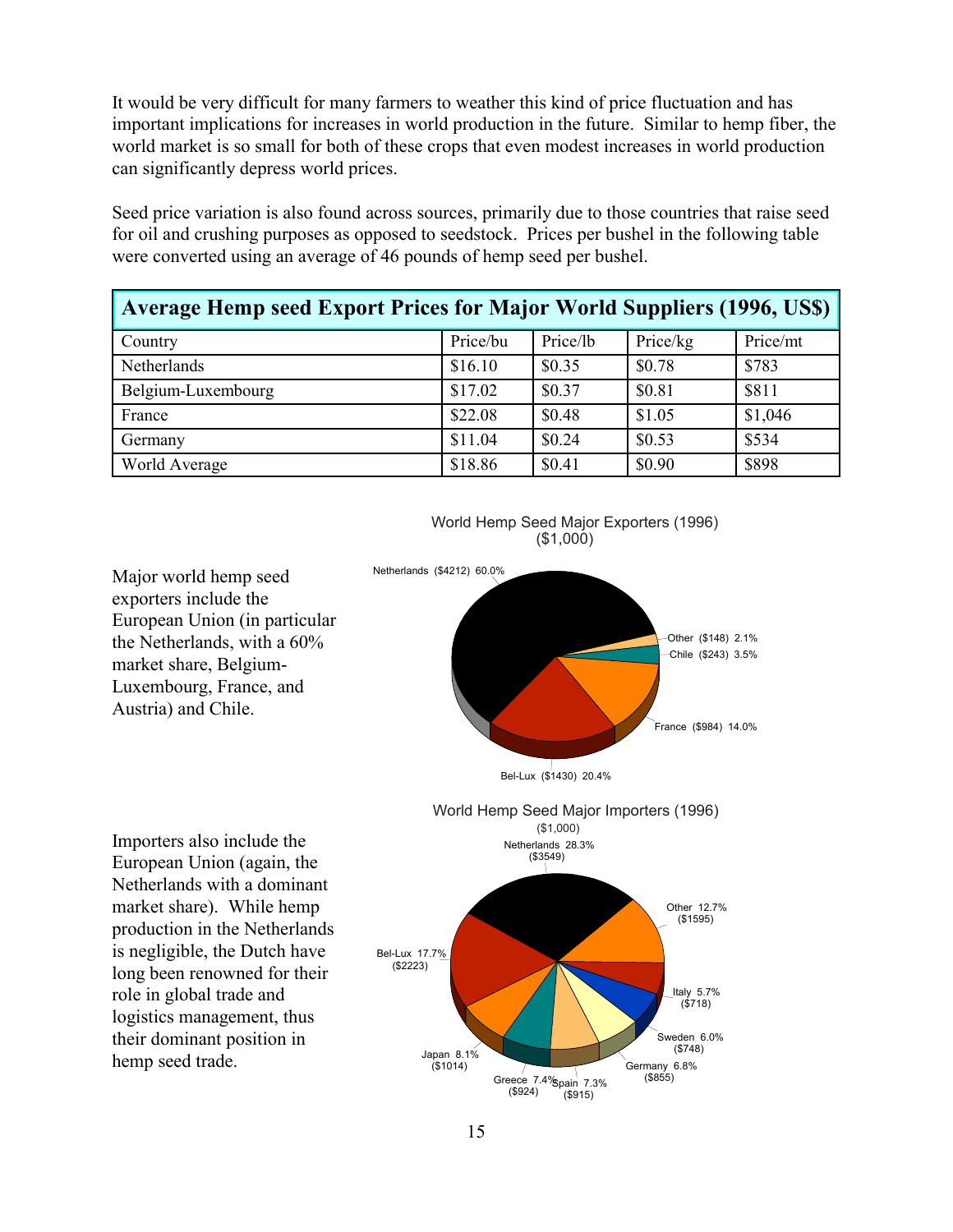It would be very difficult for many farmers to weather this kind of price fluctuation and has important implications for increases in world production in the future. Similar to hemp fiber, the world market is so small for both of these crops that even modest increases in world production can significantly depress world prices.

Seed price variation is also found across sources, primarily due to those countries that raise seed for oil and crushing purposes as opposed to seedstock. Prices per bushel in the following table were converted using an average of 46 pounds of hemp seed per bushel.

**Average Hemp seed Export Prices for Major World Suppliers (1996, US$)**

| Country | Price/bu | Price/lb | Price/kg | Price/mt |
|---|---|---|---|---|
| Netherlands | $16.10 | $0.35 | $0.78 | $783 |
| Belgium-Luxembourg | $17.02 | $0.37 | $0.81 | $811 |
| France | $22.08 | $0.48 | $1.05 | $1,046 |
| Germany | $11.04 | $0.24 | $0.53 | $534 |
| World Average | $18.86 | $0.41 | $0.90 | $898 |

Major world hemp seed exporters include the European Union (in particular the Netherlands, with a 60% market share, Belgium-Luxembourg, France, and Austria) and Chile.

World Hemp Seed Major Exporters (1996) ($1,000)

- Netherlands ($4212) 60.0%
- Bel-Lux ($1430) 20.4%
- France ($984) 14.0%
- Chile ($243) 3.5%
- Other ($148) 2.1%

Importers also include the European Union (again, the Netherlands with a dominant market share). While hemp production in the Netherlands is negligible, the Dutch have long been renowned for their role in global trade and logistics management, thus their dominant position in hemp seed trade.

World Hemp Seed Major Importers (1996) ($1,000)

- Netherlands 28.3% ($3549)
- Bel-Lux 17.7% ($2223)
- Other 12.7% ($1595)
- Japan 8.1% ($1014)
- Greece 7.4% ($924)
- Spain 7.3% ($915)
- Germany 6.8% ($855)
- Sweden 6.0% ($748)
- Italy 5.7% ($718)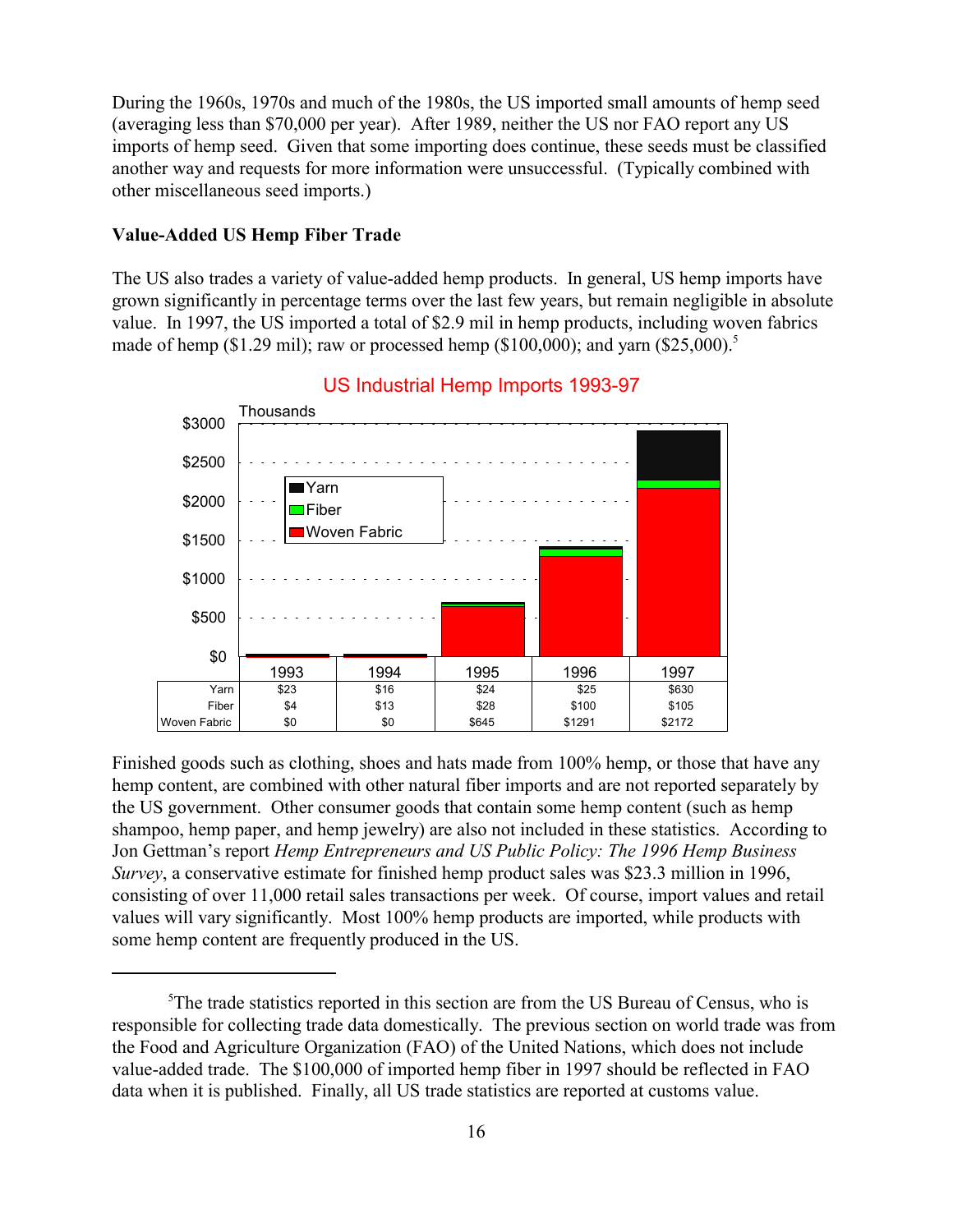During the 1960s, 1970s and much of the 1980s, the US imported small amounts of hemp seed (averaging less than $70,000 per year). After 1989, neither the US nor FAO report any US imports of hemp seed. Given that some importing does continue, these seeds must be classified another way and requests for more information were unsuccessful. (Typically combined with other miscellaneous seed imports.)

**Value-Added US Hemp Fiber Trade**

The US also trades a variety of value-added hemp products. In general, US hemp imports have grown significantly in percentage terms over the last few years, but remain negligible in absolute value. In 1997, the US imported a total of $2.9 mil in hemp products, including woven fabrics made of hemp ($1.29 mil); raw or processed hemp ($100,000); and yarn ($25,000).[5]

US Industrial Hemp Imports 1993-97

Thousands

| | 1993 | 1994 | 1995 | 1996 | 1997 |
|---|---|---|---|---|---|
| Yarn | $23 | $16 | $24 | $25 | $630 |
| Fiber | $4 | $13 | $28 | $100 | $105 |
| Woven Fabric | $0 | $0 | $645 | $1291 | $2172 |

Finished goods such as clothing, shoes and hats made from 100% hemp, or those that have any hemp content, are combined with other natural fiber imports and are not reported separately by the US government. Other consumer goods that contain some hemp content (such as hemp shampoo, hemp paper, and hemp jewelry) are also not included in these statistics. According to Jon Gettman's report *Hemp Entrepreneurs and US Public Policy: The 1996 Hemp Business Survey*, a conservative estimate for finished hemp product sales was $23.3 million in 1996, consisting of over 11,000 retail sales transactions per week. Of course, import values and retail values will vary significantly. Most 100% hemp products are imported, while products with some hemp content are frequently produced in the US.

---

[5]The trade statistics reported in this section are from the US Bureau of Census, who is responsible for collecting trade data domestically. The previous section on world trade was from the Food and Agriculture Organization (FAO) of the United Nations, which does not include value-added trade. The $100,000 of imported hemp fiber in 1997 should be reflected in FAO data when it is published. Finally, all US trade statistics are reported at customs value.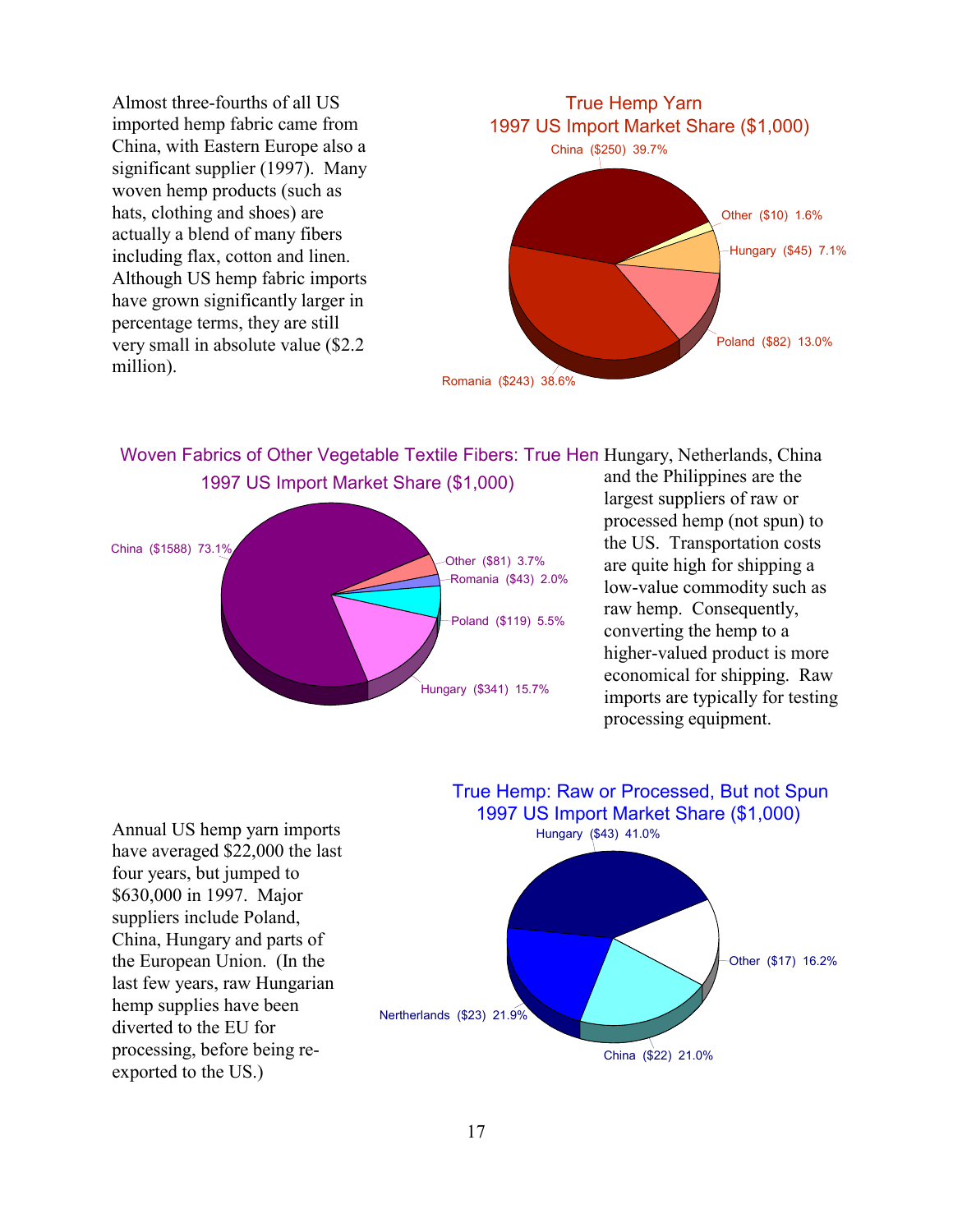Almost three-fourths of all US imported hemp fabric came from China, with Eastern Europe also a significant supplier (1997). Many woven hemp products (such as hats, clothing and shoes) are actually a blend of many fibers including flax, cotton and linen. Although US hemp fabric imports have grown significantly larger in percentage terms, they are still very small in absolute value ($2.2 million).

**True Hemp Yarn**
**1997 US Import Market Share ($1,000)**

| Country | Value ($1,000) | Share |
| --- | --- | --- |
| China | $250 | 39.7% |
| Romania | $243 | 38.6% |
| Poland | $82 | 13.0% |
| Hungary | $45 | 7.1% |
| Other | $10 | 1.6% |

**Woven Fabrics of Other Vegetable Textile Fibers: True Hen**
**1997 US Import Market Share ($1,000)**

| Country | Value ($1,000) | Share |
| --- | --- | --- |
| China | $1588 | 73.1% |
| Hungary | $341 | 15.7% |
| Poland | $119 | 5.5% |
| Romania | $43 | 2.0% |
| Other | $81 | 3.7% |

Hungary, Netherlands, China and the Philippines are the largest suppliers of raw or processed hemp (not spun) to the US. Transportation costs are quite high for shipping a low-value commodity such as raw hemp. Consequently, converting the hemp to a higher-valued product is more economical for shipping. Raw imports are typically for testing processing equipment.

Annual US hemp yarn imports have averaged $22,000 the last four years, but jumped to $630,000 in 1997. Major suppliers include Poland, China, Hungary and parts of the European Union. (In the last few years, raw Hungarian hemp supplies have been diverted to the EU for processing, before being re-exported to the US.)

**True Hemp: Raw or Processed, But not Spun**
**1997 US Import Market Share ($1,000)**

| Country | Value ($1,000) | Share |
| --- | --- | --- |
| Hungary | $43 | 41.0% |
| Nertherlands | $23 | 21.9% |
| China | $22 | 21.0% |
| Other | $17 | 16.2% |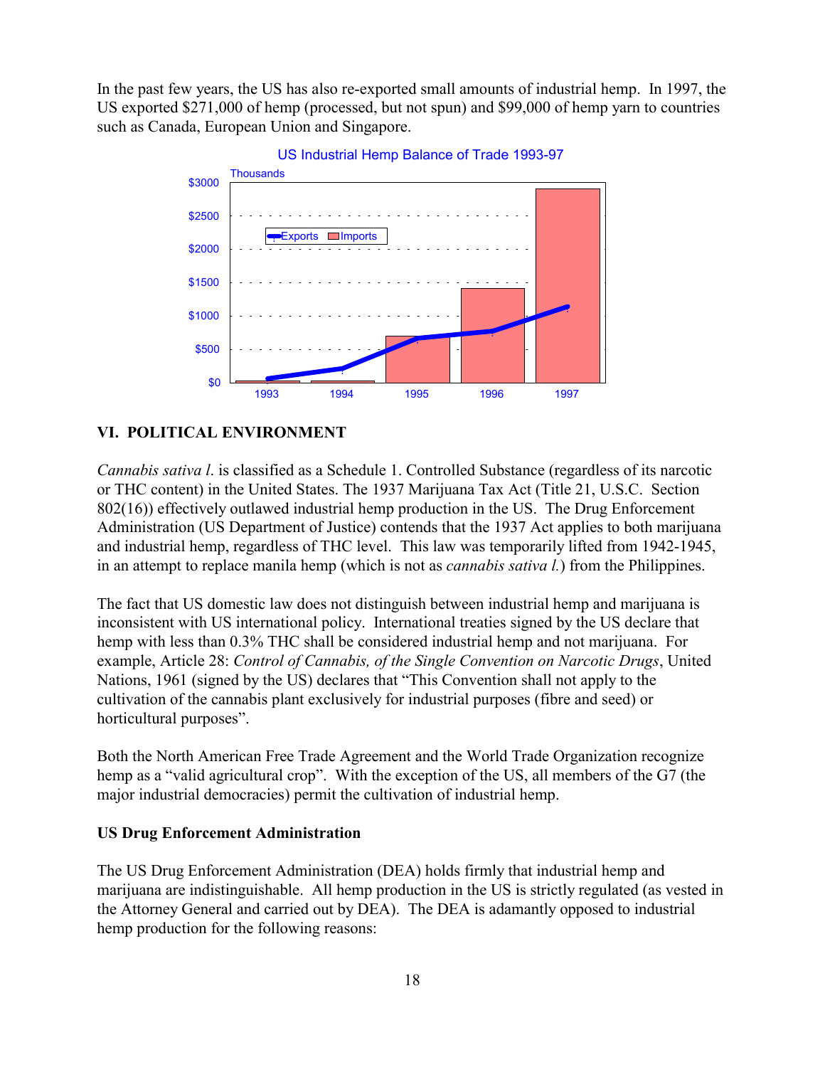In the past few years, the US has also re-exported small amounts of industrial hemp. In 1997, the US exported $271,000 of hemp (processed, but not spun) and $99,000 of hemp yarn to countries such as Canada, European Union and Singapore.

US Industrial Hemp Balance of Trade 1993-97

## VI. POLITICAL ENVIRONMENT

*Cannabis sativa l.* is classified as a Schedule 1. Controlled Substance (regardless of its narcotic or THC content) in the United States. The 1937 Marijuana Tax Act (Title 21, U.S.C. Section 802(16)) effectively outlawed industrial hemp production in the US. The Drug Enforcement Administration (US Department of Justice) contends that the 1937 Act applies to both marijuana and industrial hemp, regardless of THC level. This law was temporarily lifted from 1942-1945, in an attempt to replace manila hemp (which is not as *cannabis sativa l.*) from the Philippines.

The fact that US domestic law does not distinguish between industrial hemp and marijuana is inconsistent with US international policy. International treaties signed by the US declare that hemp with less than 0.3% THC shall be considered industrial hemp and not marijuana. For example, Article 28: *Control of Cannabis, of the Single Convention on Narcotic Drugs*, United Nations, 1961 (signed by the US) declares that "This Convention shall not apply to the cultivation of the cannabis plant exclusively for industrial purposes (fibre and seed) or horticultural purposes".

Both the North American Free Trade Agreement and the World Trade Organization recognize hemp as a "valid agricultural crop". With the exception of the US, all members of the G7 (the major industrial democracies) permit the cultivation of industrial hemp.

### US Drug Enforcement Administration

The US Drug Enforcement Administration (DEA) holds firmly that industrial hemp and marijuana are indistinguishable. All hemp production in the US is strictly regulated (as vested in the Attorney General and carried out by DEA). The DEA is adamantly opposed to industrial hemp production for the following reasons: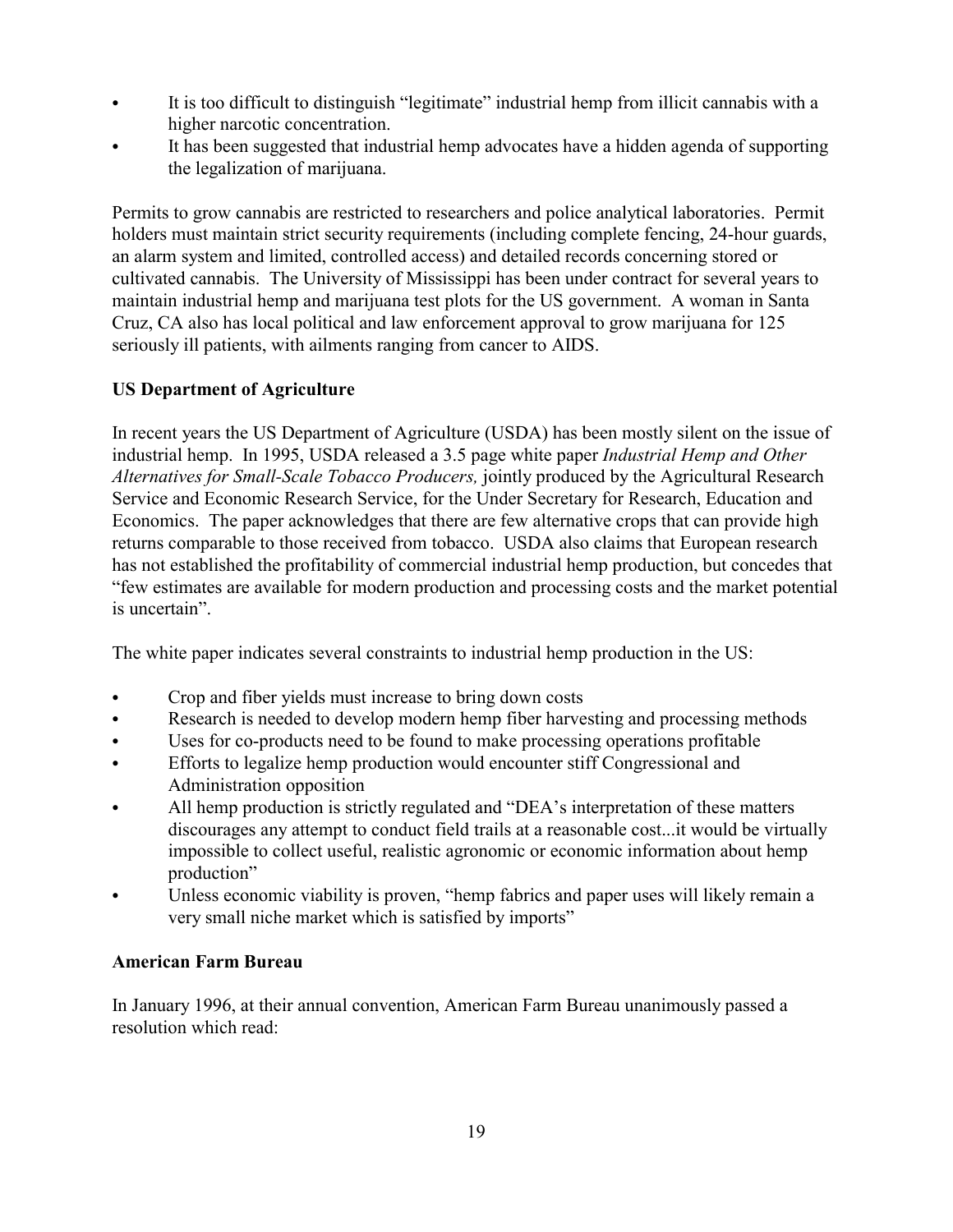- It is too difficult to distinguish "legitimate" industrial hemp from illicit cannabis with a higher narcotic concentration.
- It has been suggested that industrial hemp advocates have a hidden agenda of supporting the legalization of marijuana.

Permits to grow cannabis are restricted to researchers and police analytical laboratories. Permit holders must maintain strict security requirements (including complete fencing, 24-hour guards, an alarm system and limited, controlled access) and detailed records concerning stored or cultivated cannabis. The University of Mississippi has been under contract for several years to maintain industrial hemp and marijuana test plots for the US government. A woman in Santa Cruz, CA also has local political and law enforcement approval to grow marijuana for 125 seriously ill patients, with ailments ranging from cancer to AIDS.

**US Department of Agriculture**

In recent years the US Department of Agriculture (USDA) has been mostly silent on the issue of industrial hemp. In 1995, USDA released a 3.5 page white paper *Industrial Hemp and Other Alternatives for Small-Scale Tobacco Producers,* jointly produced by the Agricultural Research Service and Economic Research Service, for the Under Secretary for Research, Education and Economics. The paper acknowledges that there are few alternative crops that can provide high returns comparable to those received from tobacco. USDA also claims that European research has not established the profitability of commercial industrial hemp production, but concedes that "few estimates are available for modern production and processing costs and the market potential is uncertain".

The white paper indicates several constraints to industrial hemp production in the US:

- Crop and fiber yields must increase to bring down costs
- Research is needed to develop modern hemp fiber harvesting and processing methods
- Uses for co-products need to be found to make processing operations profitable
- Efforts to legalize hemp production would encounter stiff Congressional and Administration opposition
- All hemp production is strictly regulated and "DEA's interpretation of these matters discourages any attempt to conduct field trails at a reasonable cost...it would be virtually impossible to collect useful, realistic agronomic or economic information about hemp production"
- Unless economic viability is proven, "hemp fabrics and paper uses will likely remain a very small niche market which is satisfied by imports"

**American Farm Bureau**

In January 1996, at their annual convention, American Farm Bureau unanimously passed a resolution which read: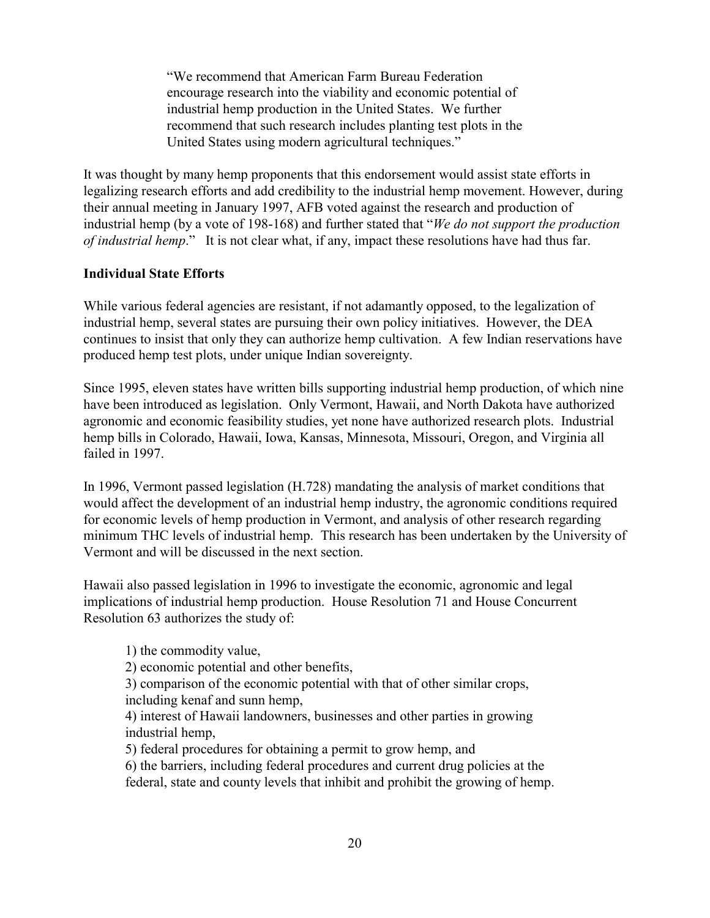> "We recommend that American Farm Bureau Federation encourage research into the viability and economic potential of industrial hemp production in the United States. We further recommend that such research includes planting test plots in the United States using modern agricultural techniques."

It was thought by many hemp proponents that this endorsement would assist state efforts in legalizing research efforts and add credibility to the industrial hemp movement. However, during their annual meeting in January 1997, AFB voted against the research and production of industrial hemp (by a vote of 198-168) and further stated that "*We do not support the production of industrial hemp*." It is not clear what, if any, impact these resolutions have had thus far.

**Individual State Efforts**

While various federal agencies are resistant, if not adamantly opposed, to the legalization of industrial hemp, several states are pursuing their own policy initiatives. However, the DEA continues to insist that only they can authorize hemp cultivation. A few Indian reservations have produced hemp test plots, under unique Indian sovereignty.

Since 1995, eleven states have written bills supporting industrial hemp production, of which nine have been introduced as legislation. Only Vermont, Hawaii, and North Dakota have authorized agronomic and economic feasibility studies, yet none have authorized research plots. Industrial hemp bills in Colorado, Hawaii, Iowa, Kansas, Minnesota, Missouri, Oregon, and Virginia all failed in 1997.

In 1996, Vermont passed legislation (H.728) mandating the analysis of market conditions that would affect the development of an industrial hemp industry, the agronomic conditions required for economic levels of hemp production in Vermont, and analysis of other research regarding minimum THC levels of industrial hemp. This research has been undertaken by the University of Vermont and will be discussed in the next section.

Hawaii also passed legislation in 1996 to investigate the economic, agronomic and legal implications of industrial hemp production. House Resolution 71 and House Concurrent Resolution 63 authorizes the study of:

1) the commodity value,
2) economic potential and other benefits,
3) comparison of the economic potential with that of other similar crops, including kenaf and sunn hemp,
4) interest of Hawaii landowners, businesses and other parties in growing industrial hemp,
5) federal procedures for obtaining a permit to grow hemp, and
6) the barriers, including federal procedures and current drug policies at the federal, state and county levels that inhibit and prohibit the growing of hemp.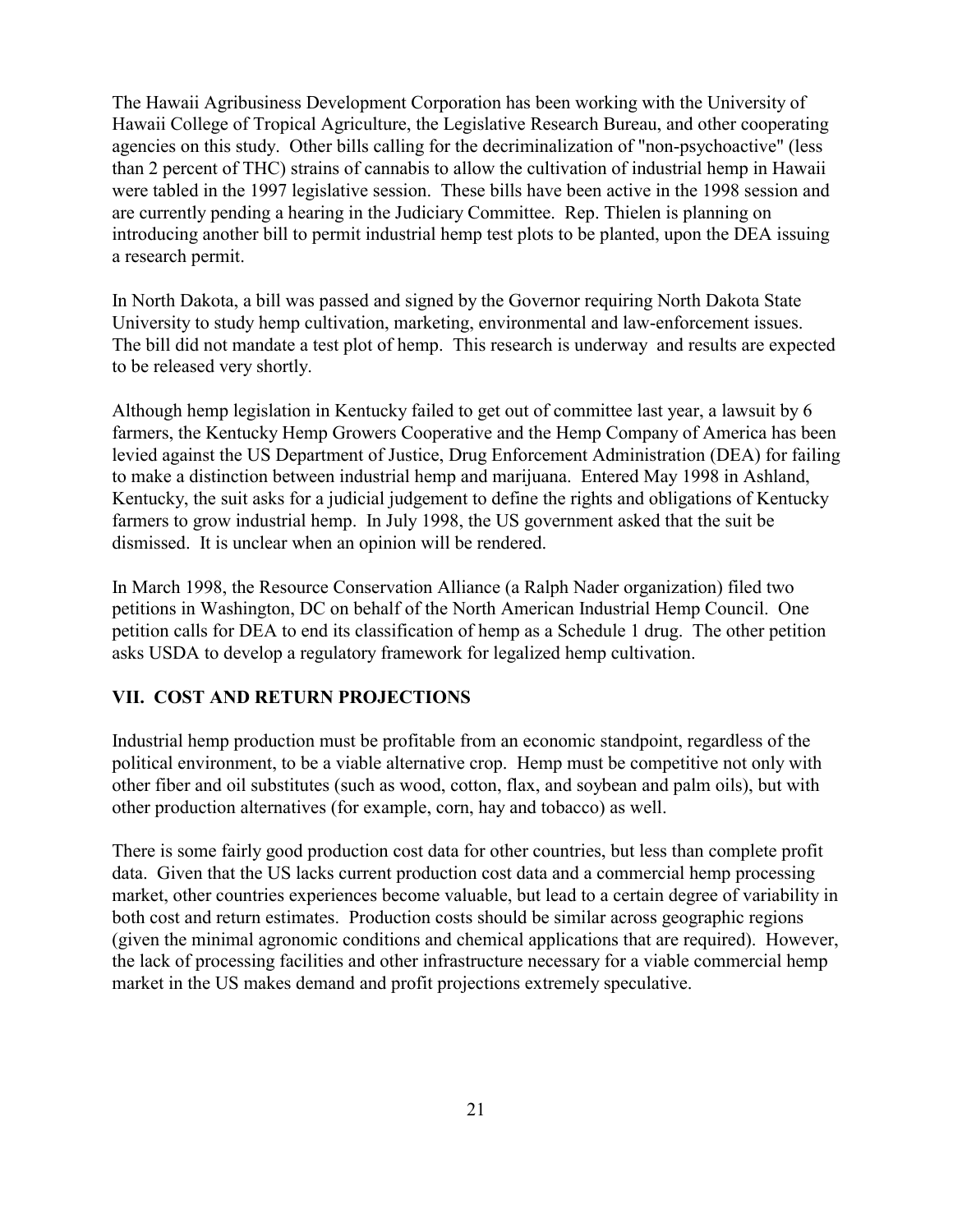The Hawaii Agribusiness Development Corporation has been working with the University of Hawaii College of Tropical Agriculture, the Legislative Research Bureau, and other cooperating agencies on this study. Other bills calling for the decriminalization of "non-psychoactive" (less than 2 percent of THC) strains of cannabis to allow the cultivation of industrial hemp in Hawaii were tabled in the 1997 legislative session. These bills have been active in the 1998 session and are currently pending a hearing in the Judiciary Committee. Rep. Thielen is planning on introducing another bill to permit industrial hemp test plots to be planted, upon the DEA issuing a research permit.

In North Dakota, a bill was passed and signed by the Governor requiring North Dakota State University to study hemp cultivation, marketing, environmental and law-enforcement issues. The bill did not mandate a test plot of hemp. This research is underway and results are expected to be released very shortly.

Although hemp legislation in Kentucky failed to get out of committee last year, a lawsuit by 6 farmers, the Kentucky Hemp Growers Cooperative and the Hemp Company of America has been levied against the US Department of Justice, Drug Enforcement Administration (DEA) for failing to make a distinction between industrial hemp and marijuana. Entered May 1998 in Ashland, Kentucky, the suit asks for a judicial judgement to define the rights and obligations of Kentucky farmers to grow industrial hemp. In July 1998, the US government asked that the suit be dismissed. It is unclear when an opinion will be rendered.

In March 1998, the Resource Conservation Alliance (a Ralph Nader organization) filed two petitions in Washington, DC on behalf of the North American Industrial Hemp Council. One petition calls for DEA to end its classification of hemp as a Schedule 1 drug. The other petition asks USDA to develop a regulatory framework for legalized hemp cultivation.

## VII. COST AND RETURN PROJECTIONS

Industrial hemp production must be profitable from an economic standpoint, regardless of the political environment, to be a viable alternative crop. Hemp must be competitive not only with other fiber and oil substitutes (such as wood, cotton, flax, and soybean and palm oils), but with other production alternatives (for example, corn, hay and tobacco) as well.

There is some fairly good production cost data for other countries, but less than complete profit data. Given that the US lacks current production cost data and a commercial hemp processing market, other countries experiences become valuable, but lead to a certain degree of variability in both cost and return estimates. Production costs should be similar across geographic regions (given the minimal agronomic conditions and chemical applications that are required). However, the lack of processing facilities and other infrastructure necessary for a viable commercial hemp market in the US makes demand and profit projections extremely speculative.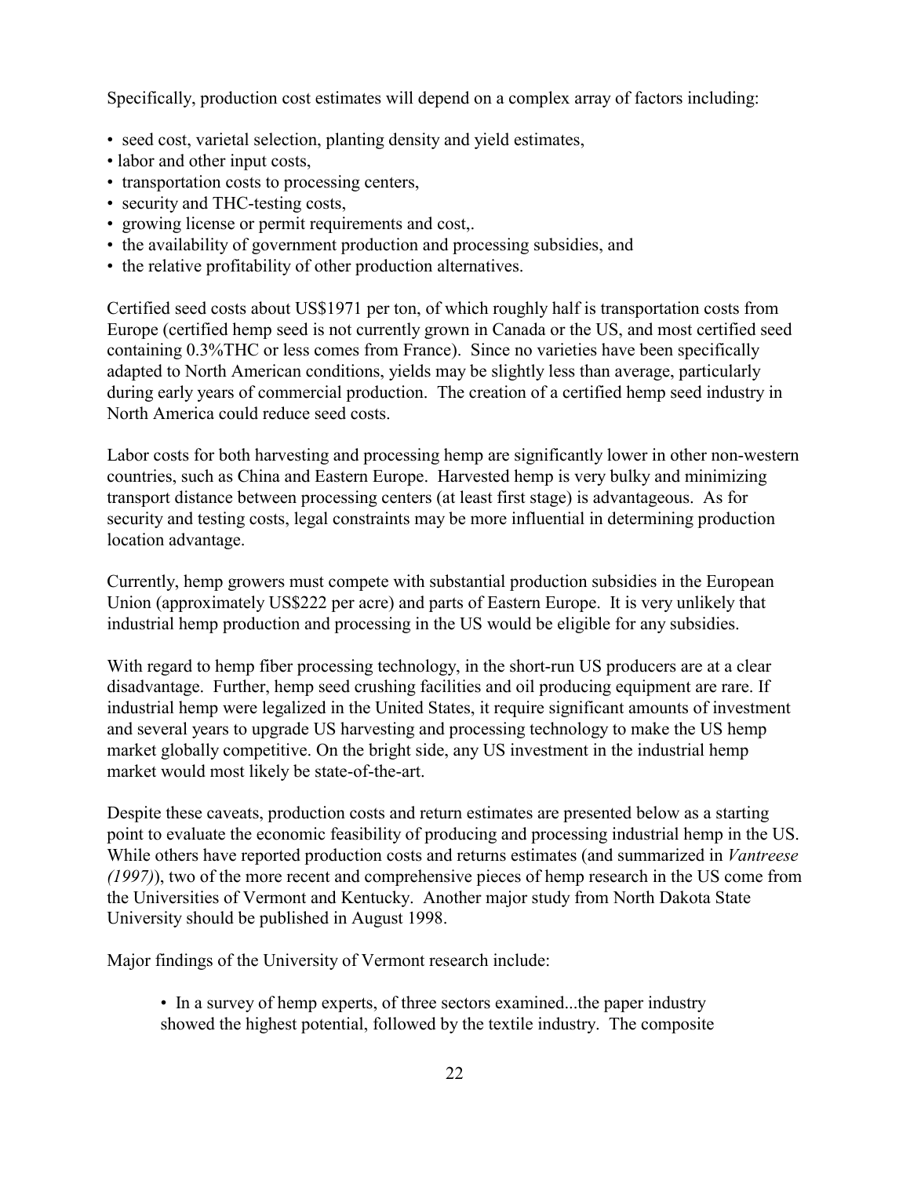Specifically, production cost estimates will depend on a complex array of factors including:

- seed cost, varietal selection, planting density and yield estimates,
- labor and other input costs,
- transportation costs to processing centers,
- security and THC-testing costs,
- growing license or permit requirements and cost,.
- the availability of government production and processing subsidies, and
- the relative profitability of other production alternatives.

Certified seed costs about US$1971 per ton, of which roughly half is transportation costs from Europe (certified hemp seed is not currently grown in Canada or the US, and most certified seed containing 0.3%THC or less comes from France). Since no varieties have been specifically adapted to North American conditions, yields may be slightly less than average, particularly during early years of commercial production. The creation of a certified hemp seed industry in North America could reduce seed costs.

Labor costs for both harvesting and processing hemp are significantly lower in other non-western countries, such as China and Eastern Europe. Harvested hemp is very bulky and minimizing transport distance between processing centers (at least first stage) is advantageous. As for security and testing costs, legal constraints may be more influential in determining production location advantage.

Currently, hemp growers must compete with substantial production subsidies in the European Union (approximately US$222 per acre) and parts of Eastern Europe. It is very unlikely that industrial hemp production and processing in the US would be eligible for any subsidies.

With regard to hemp fiber processing technology, in the short-run US producers are at a clear disadvantage. Further, hemp seed crushing facilities and oil producing equipment are rare. If industrial hemp were legalized in the United States, it require significant amounts of investment and several years to upgrade US harvesting and processing technology to make the US hemp market globally competitive. On the bright side, any US investment in the industrial hemp market would most likely be state-of-the-art.

Despite these caveats, production costs and return estimates are presented below as a starting point to evaluate the economic feasibility of producing and processing industrial hemp in the US. While others have reported production costs and returns estimates (and summarized in *Vantreese (1997)*), two of the more recent and comprehensive pieces of hemp research in the US come from the Universities of Vermont and Kentucky. Another major study from North Dakota State University should be published in August 1998.

Major findings of the University of Vermont research include:

- In a survey of hemp experts, of three sectors examined...the paper industry showed the highest potential, followed by the textile industry. The composite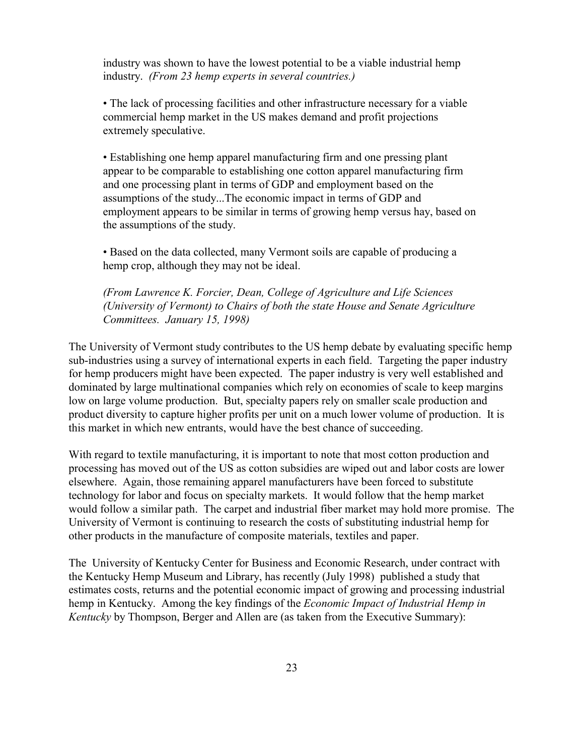industry was shown to have the lowest potential to be a viable industrial hemp industry. *(From 23 hemp experts in several countries.)*

• The lack of processing facilities and other infrastructure necessary for a viable commercial hemp market in the US makes demand and profit projections extremely speculative.

• Establishing one hemp apparel manufacturing firm and one pressing plant appear to be comparable to establishing one cotton apparel manufacturing firm and one processing plant in terms of GDP and employment based on the assumptions of the study...The economic impact in terms of GDP and employment appears to be similar in terms of growing hemp versus hay, based on the assumptions of the study.

• Based on the data collected, many Vermont soils are capable of producing a hemp crop, although they may not be ideal.

*(From Lawrence K. Forcier, Dean, College of Agriculture and Life Sciences (University of Vermont) to Chairs of both the state House and Senate Agriculture Committees. January 15, 1998)*

The University of Vermont study contributes to the US hemp debate by evaluating specific hemp sub-industries using a survey of international experts in each field. Targeting the paper industry for hemp producers might have been expected. The paper industry is very well established and dominated by large multinational companies which rely on economies of scale to keep margins low on large volume production. But, specialty papers rely on smaller scale production and product diversity to capture higher profits per unit on a much lower volume of production. It is this market in which new entrants, would have the best chance of succeeding.

With regard to textile manufacturing, it is important to note that most cotton production and processing has moved out of the US as cotton subsidies are wiped out and labor costs are lower elsewhere. Again, those remaining apparel manufacturers have been forced to substitute technology for labor and focus on specialty markets. It would follow that the hemp market would follow a similar path. The carpet and industrial fiber market may hold more promise. The University of Vermont is continuing to research the costs of substituting industrial hemp for other products in the manufacture of composite materials, textiles and paper.

The University of Kentucky Center for Business and Economic Research, under contract with the Kentucky Hemp Museum and Library, has recently (July 1998) published a study that estimates costs, returns and the potential economic impact of growing and processing industrial hemp in Kentucky. Among the key findings of the *Economic Impact of Industrial Hemp in Kentucky* by Thompson, Berger and Allen are (as taken from the Executive Summary):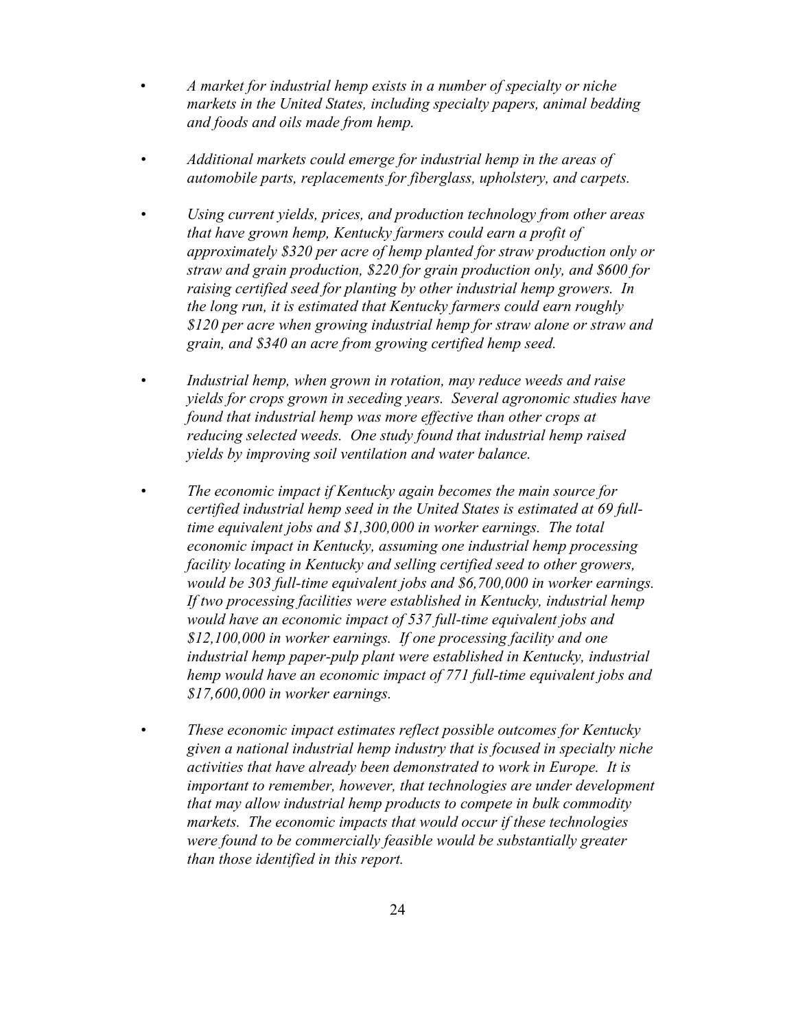- *A market for industrial hemp exists in a number of specialty or niche markets in the United States, including specialty papers, animal bedding and foods and oils made from hemp.*

- *Additional markets could emerge for industrial hemp in the areas of automobile parts, replacements for fiberglass, upholstery, and carpets.*

- *Using current yields, prices, and production technology from other areas that have grown hemp, Kentucky farmers could earn a profit of approximately $320 per acre of hemp planted for straw production only or straw and grain production, $220 for grain production only, and $600 for raising certified seed for planting by other industrial hemp growers. In the long run, it is estimated that Kentucky farmers could earn roughly $120 per acre when growing industrial hemp for straw alone or straw and grain, and $340 an acre from growing certified hemp seed.*

- *Industrial hemp, when grown in rotation, may reduce weeds and raise yields for crops grown in seceding years. Several agronomic studies have found that industrial hemp was more effective than other crops at reducing selected weeds. One study found that industrial hemp raised yields by improving soil ventilation and water balance.*

- *The economic impact if Kentucky again becomes the main source for certified industrial hemp seed in the United States is estimated at 69 full-time equivalent jobs and $1,300,000 in worker earnings. The total economic impact in Kentucky, assuming one industrial hemp processing facility locating in Kentucky and selling certified seed to other growers, would be 303 full-time equivalent jobs and $6,700,000 in worker earnings. If two processing facilities were established in Kentucky, industrial hemp would have an economic impact of 537 full-time equivalent jobs and $12,100,000 in worker earnings. If one processing facility and one industrial hemp paper-pulp plant were established in Kentucky, industrial hemp would have an economic impact of 771 full-time equivalent jobs and $17,600,000 in worker earnings.*

- *These economic impact estimates reflect possible outcomes for Kentucky given a national industrial hemp industry that is focused in specialty niche activities that have already been demonstrated to work in Europe. It is important to remember, however, that technologies are under development that may allow industrial hemp products to compete in bulk commodity markets. The economic impacts that would occur if these technologies were found to be commercially feasible would be substantially greater than those identified in this report.*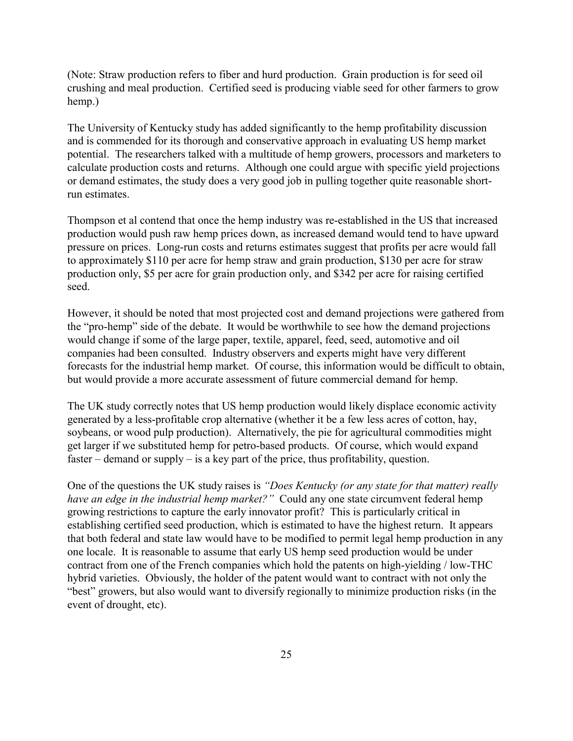(Note: Straw production refers to fiber and hurd production. Grain production is for seed oil crushing and meal production. Certified seed is producing viable seed for other farmers to grow hemp.)

The University of Kentucky study has added significantly to the hemp profitability discussion and is commended for its thorough and conservative approach in evaluating US hemp market potential. The researchers talked with a multitude of hemp growers, processors and marketers to calculate production costs and returns. Although one could argue with specific yield projections or demand estimates, the study does a very good job in pulling together quite reasonable short-run estimates.

Thompson et al contend that once the hemp industry was re-established in the US that increased production would push raw hemp prices down, as increased demand would tend to have upward pressure on prices. Long-run costs and returns estimates suggest that profits per acre would fall to approximately $110 per acre for hemp straw and grain production, $130 per acre for straw production only, $5 per acre for grain production only, and $342 per acre for raising certified seed.

However, it should be noted that most projected cost and demand projections were gathered from the "pro-hemp" side of the debate. It would be worthwhile to see how the demand projections would change if some of the large paper, textile, apparel, feed, seed, automotive and oil companies had been consulted. Industry observers and experts might have very different forecasts for the industrial hemp market. Of course, this information would be difficult to obtain, but would provide a more accurate assessment of future commercial demand for hemp.

The UK study correctly notes that US hemp production would likely displace economic activity generated by a less-profitable crop alternative (whether it be a few less acres of cotton, hay, soybeans, or wood pulp production). Alternatively, the pie for agricultural commodities might get larger if we substituted hemp for petro-based products. Of course, which would expand faster – demand or supply – is a key part of the price, thus profitability, question.

One of the questions the UK study raises is *"Does Kentucky (or any state for that matter) really have an edge in the industrial hemp market?"* Could any one state circumvent federal hemp growing restrictions to capture the early innovator profit? This is particularly critical in establishing certified seed production, which is estimated to have the highest return. It appears that both federal and state law would have to be modified to permit legal hemp production in any one locale. It is reasonable to assume that early US hemp seed production would be under contract from one of the French companies which hold the patents on high-yielding / low-THC hybrid varieties. Obviously, the holder of the patent would want to contract with not only the "best" growers, but also would want to diversify regionally to minimize production risks (in the event of drought, etc).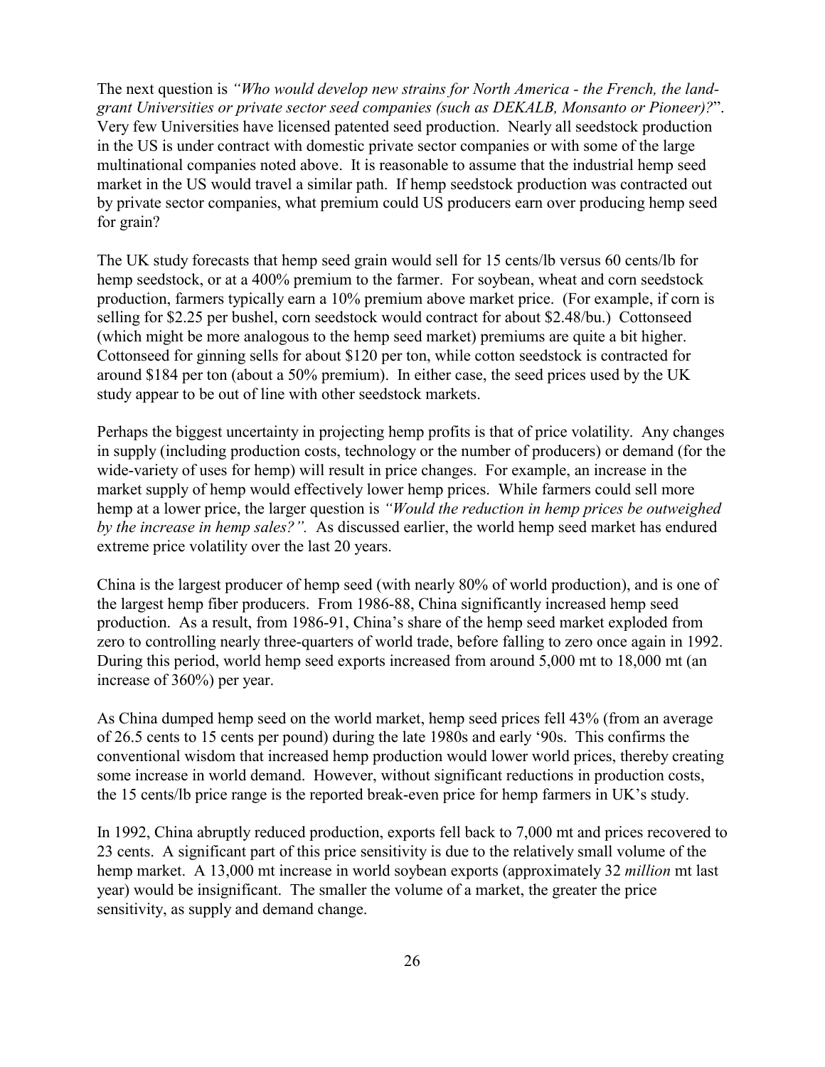The next question is *"Who would develop new strains for North America - the French, the land-grant Universities or private sector seed companies (such as DEKALB, Monsanto or Pioneer)?*". Very few Universities have licensed patented seed production. Nearly all seedstock production in the US is under contract with domestic private sector companies or with some of the large multinational companies noted above. It is reasonable to assume that the industrial hemp seed market in the US would travel a similar path. If hemp seedstock production was contracted out by private sector companies, what premium could US producers earn over producing hemp seed for grain?

The UK study forecasts that hemp seed grain would sell for 15 cents/lb versus 60 cents/lb for hemp seedstock, or at a 400% premium to the farmer. For soybean, wheat and corn seedstock production, farmers typically earn a 10% premium above market price. (For example, if corn is selling for \$2.25 per bushel, corn seedstock would contract for about \$2.48/bu.) Cottonseed (which might be more analogous to the hemp seed market) premiums are quite a bit higher. Cottonseed for ginning sells for about \$120 per ton, while cotton seedstock is contracted for around \$184 per ton (about a 50% premium). In either case, the seed prices used by the UK study appear to be out of line with other seedstock markets.

Perhaps the biggest uncertainty in projecting hemp profits is that of price volatility. Any changes in supply (including production costs, technology or the number of producers) or demand (for the wide-variety of uses for hemp) will result in price changes. For example, an increase in the market supply of hemp would effectively lower hemp prices. While farmers could sell more hemp at a lower price, the larger question is *"Would the reduction in hemp prices be outweighed by the increase in hemp sales?".* As discussed earlier, the world hemp seed market has endured extreme price volatility over the last 20 years.

China is the largest producer of hemp seed (with nearly 80% of world production), and is one of the largest hemp fiber producers. From 1986-88, China significantly increased hemp seed production. As a result, from 1986-91, China's share of the hemp seed market exploded from zero to controlling nearly three-quarters of world trade, before falling to zero once again in 1992. During this period, world hemp seed exports increased from around 5,000 mt to 18,000 mt (an increase of 360%) per year.

As China dumped hemp seed on the world market, hemp seed prices fell 43% (from an average of 26.5 cents to 15 cents per pound) during the late 1980s and early '90s. This confirms the conventional wisdom that increased hemp production would lower world prices, thereby creating some increase in world demand. However, without significant reductions in production costs, the 15 cents/lb price range is the reported break-even price for hemp farmers in UK's study.

In 1992, China abruptly reduced production, exports fell back to 7,000 mt and prices recovered to 23 cents. A significant part of this price sensitivity is due to the relatively small volume of the hemp market. A 13,000 mt increase in world soybean exports (approximately 32 *million* mt last year) would be insignificant. The smaller the volume of a market, the greater the price sensitivity, as supply and demand change.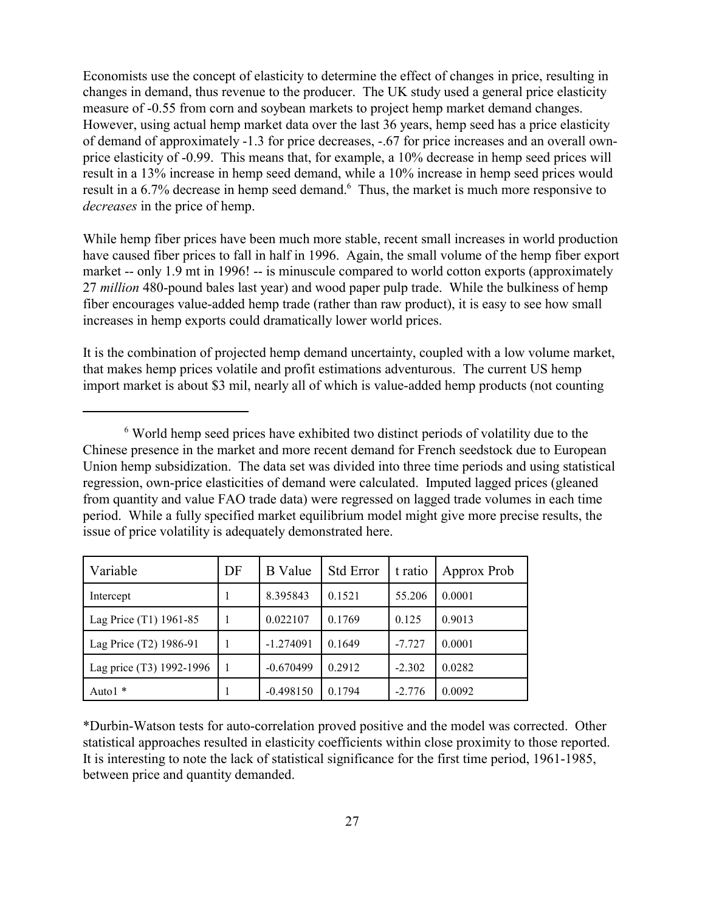Economists use the concept of elasticity to determine the effect of changes in price, resulting in changes in demand, thus revenue to the producer. The UK study used a general price elasticity measure of -0.55 from corn and soybean markets to project hemp market demand changes. However, using actual hemp market data over the last 36 years, hemp seed has a price elasticity of demand of approximately -1.3 for price decreases, -.67 for price increases and an overall own-price elasticity of -0.99. This means that, for example, a 10% decrease in hemp seed prices will result in a 13% increase in hemp seed demand, while a 10% increase in hemp seed prices would result in a 6.7% decrease in hemp seed demand.[6] Thus, the market is much more responsive to *decreases* in the price of hemp.

While hemp fiber prices have been much more stable, recent small increases in world production have caused fiber prices to fall in half in 1996. Again, the small volume of the hemp fiber export market -- only 1.9 mt in 1996! -- is minuscule compared to world cotton exports (approximately 27 *million* 480-pound bales last year) and wood paper pulp trade. While the bulkiness of hemp fiber encourages value-added hemp trade (rather than raw product), it is easy to see how small increases in hemp exports could dramatically lower world prices.

It is the combination of projected hemp demand uncertainty, coupled with a low volume market, that makes hemp prices volatile and profit estimations adventurous. The current US hemp import market is about $3 mil, nearly all of which is value-added hemp products (not counting

---

[6] World hemp seed prices have exhibited two distinct periods of volatility due to the Chinese presence in the market and more recent demand for French seedstock due to European Union hemp subsidization. The data set was divided into three time periods and using statistical regression, own-price elasticities of demand were calculated. Imputed lagged prices (gleaned from quantity and value FAO trade data) were regressed on lagged trade volumes in each time period. While a fully specified market equilibrium model might give more precise results, the issue of price volatility is adequately demonstrated here.

| Variable | DF | B Value | Std Error | t ratio | Approx Prob |
|---|---|---|---|---|---|
| Intercept | 1 | 8.395843 | 0.1521 | 55.206 | 0.0001 |
| Lag Price (T1) 1961-85 | 1 | 0.022107 | 0.1769 | 0.125 | 0.9013 |
| Lag Price (T2) 1986-91 | 1 | -1.274091 | 0.1649 | -7.727 | 0.0001 |
| Lag price (T3) 1992-1996 | 1 | -0.670499 | 0.2912 | -2.302 | 0.0282 |
| Auto1 * | 1 | -0.498150 | 0.1794 | -2.776 | 0.0092 |

*Durbin-Watson tests for auto-correlation proved positive and the model was corrected. Other statistical approaches resulted in elasticity coefficients within close proximity to those reported. It is interesting to note the lack of statistical significance for the first time period, 1961-1985, between price and quantity demanded.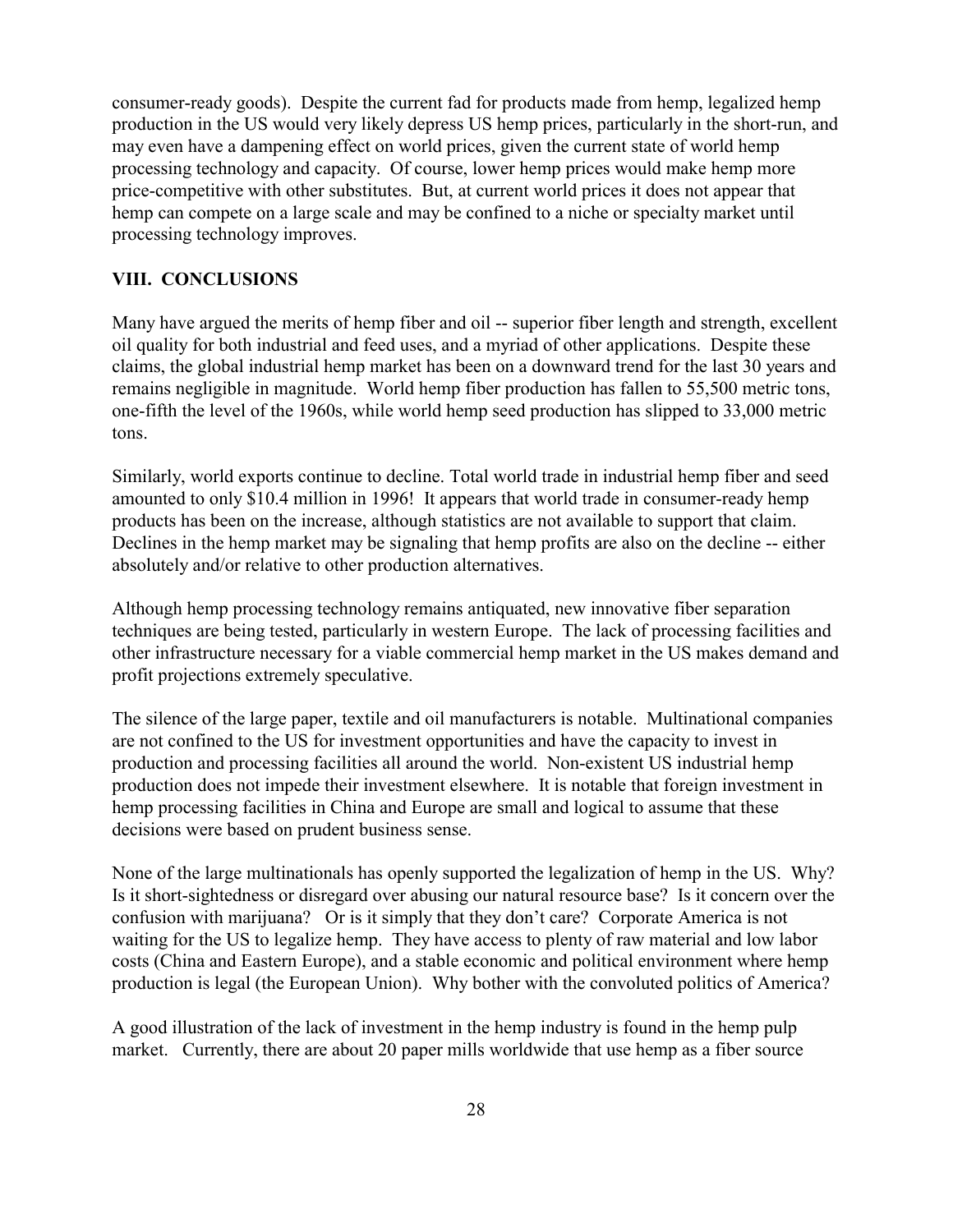consumer-ready goods). Despite the current fad for products made from hemp, legalized hemp production in the US would very likely depress US hemp prices, particularly in the short-run, and may even have a dampening effect on world prices, given the current state of world hemp processing technology and capacity. Of course, lower hemp prices would make hemp more price-competitive with other substitutes. But, at current world prices it does not appear that hemp can compete on a large scale and may be confined to a niche or specialty market until processing technology improves.

## VIII. CONCLUSIONS

Many have argued the merits of hemp fiber and oil -- superior fiber length and strength, excellent oil quality for both industrial and feed uses, and a myriad of other applications. Despite these claims, the global industrial hemp market has been on a downward trend for the last 30 years and remains negligible in magnitude. World hemp fiber production has fallen to 55,500 metric tons, one-fifth the level of the 1960s, while world hemp seed production has slipped to 33,000 metric tons.

Similarly, world exports continue to decline. Total world trade in industrial hemp fiber and seed amounted to only $10.4 million in 1996! It appears that world trade in consumer-ready hemp products has been on the increase, although statistics are not available to support that claim. Declines in the hemp market may be signaling that hemp profits are also on the decline -- either absolutely and/or relative to other production alternatives.

Although hemp processing technology remains antiquated, new innovative fiber separation techniques are being tested, particularly in western Europe. The lack of processing facilities and other infrastructure necessary for a viable commercial hemp market in the US makes demand and profit projections extremely speculative.

The silence of the large paper, textile and oil manufacturers is notable. Multinational companies are not confined to the US for investment opportunities and have the capacity to invest in production and processing facilities all around the world. Non-existent US industrial hemp production does not impede their investment elsewhere. It is notable that foreign investment in hemp processing facilities in China and Europe are small and logical to assume that these decisions were based on prudent business sense.

None of the large multinationals has openly supported the legalization of hemp in the US. Why? Is it short-sightedness or disregard over abusing our natural resource base? Is it concern over the confusion with marijuana? Or is it simply that they don't care? Corporate America is not waiting for the US to legalize hemp. They have access to plenty of raw material and low labor costs (China and Eastern Europe), and a stable economic and political environment where hemp production is legal (the European Union). Why bother with the convoluted politics of America?

A good illustration of the lack of investment in the hemp industry is found in the hemp pulp market. Currently, there are about 20 paper mills worldwide that use hemp as a fiber source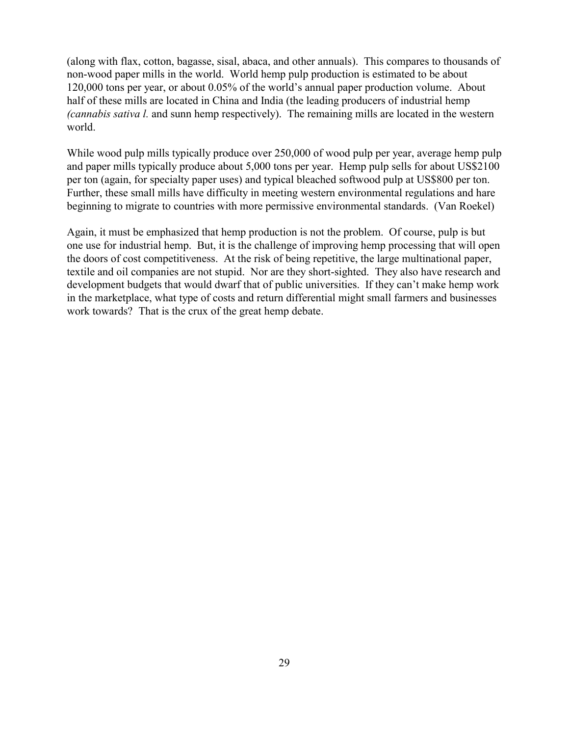(along with flax, cotton, bagasse, sisal, abaca, and other annuals). This compares to thousands of non-wood paper mills in the world. World hemp pulp production is estimated to be about 120,000 tons per year, or about 0.05% of the world's annual paper production volume. About half of these mills are located in China and India (the leading producers of industrial hemp *(cannabis sativa l.* and sunn hemp respectively). The remaining mills are located in the western world.

While wood pulp mills typically produce over 250,000 of wood pulp per year, average hemp pulp and paper mills typically produce about 5,000 tons per year. Hemp pulp sells for about US$2100 per ton (again, for specialty paper uses) and typical bleached softwood pulp at US$800 per ton. Further, these small mills have difficulty in meeting western environmental regulations and hare beginning to migrate to countries with more permissive environmental standards. (Van Roekel)

Again, it must be emphasized that hemp production is not the problem. Of course, pulp is but one use for industrial hemp. But, it is the challenge of improving hemp processing that will open the doors of cost competitiveness. At the risk of being repetitive, the large multinational paper, textile and oil companies are not stupid. Nor are they short-sighted. They also have research and development budgets that would dwarf that of public universities. If they can't make hemp work in the marketplace, what type of costs and return differential might small farmers and businesses work towards? That is the crux of the great hemp debate.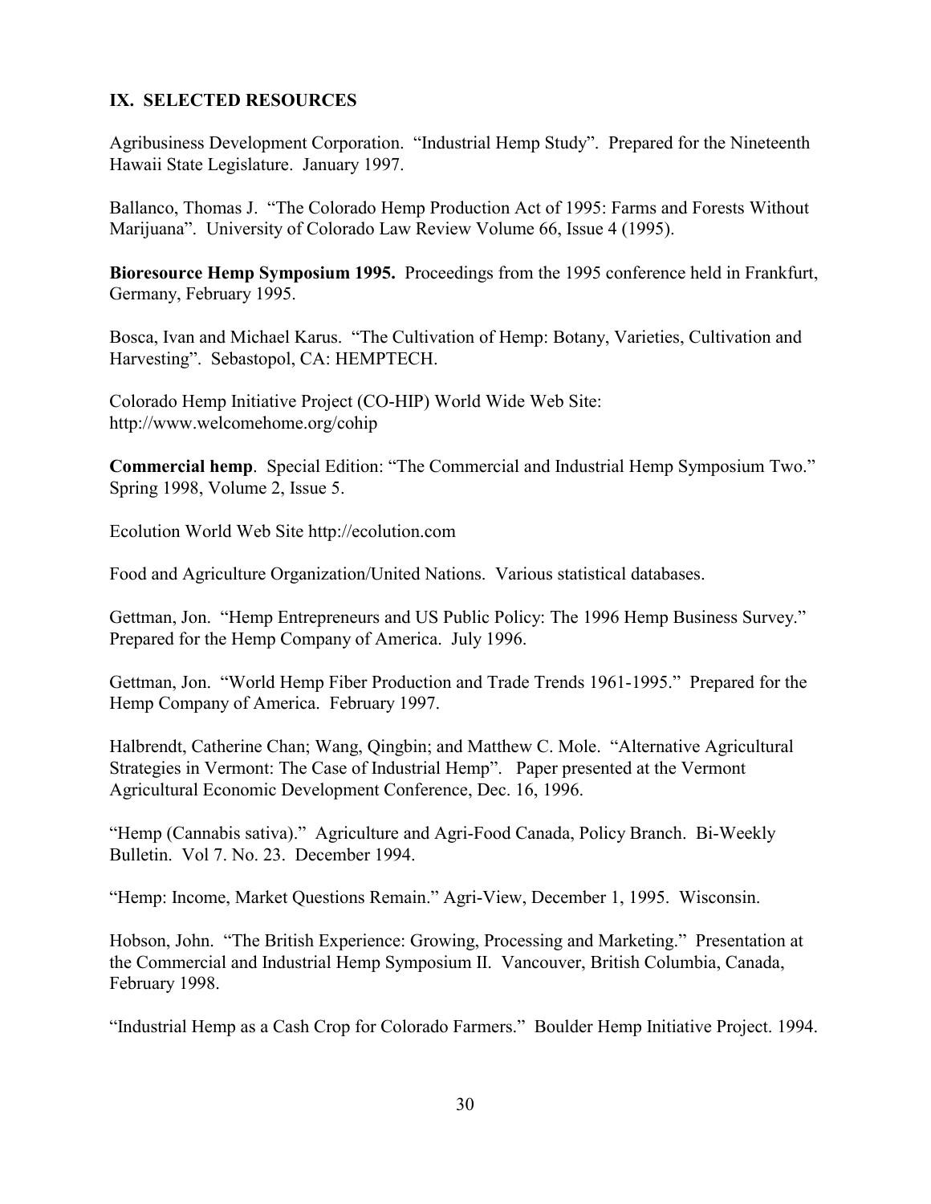## IX. SELECTED RESOURCES

Agribusiness Development Corporation. "Industrial Hemp Study". Prepared for the Nineteenth Hawaii State Legislature. January 1997.

Ballanco, Thomas J. "The Colorado Hemp Production Act of 1995: Farms and Forests Without Marijuana". University of Colorado Law Review Volume 66, Issue 4 (1995).

**Bioresource Hemp Symposium 1995.** Proceedings from the 1995 conference held in Frankfurt, Germany, February 1995.

Bosca, Ivan and Michael Karus. "The Cultivation of Hemp: Botany, Varieties, Cultivation and Harvesting". Sebastopol, CA: HEMPTECH.

Colorado Hemp Initiative Project (CO-HIP) World Wide Web Site: http://www.welcomehome.org/cohip

**Commercial hemp**. Special Edition: "The Commercial and Industrial Hemp Symposium Two." Spring 1998, Volume 2, Issue 5.

Ecolution World Web Site http://ecolution.com

Food and Agriculture Organization/United Nations. Various statistical databases.

Gettman, Jon. "Hemp Entrepreneurs and US Public Policy: The 1996 Hemp Business Survey." Prepared for the Hemp Company of America. July 1996.

Gettman, Jon. "World Hemp Fiber Production and Trade Trends 1961-1995." Prepared for the Hemp Company of America. February 1997.

Halbrendt, Catherine Chan; Wang, Qingbin; and Matthew C. Mole. "Alternative Agricultural Strategies in Vermont: The Case of Industrial Hemp". Paper presented at the Vermont Agricultural Economic Development Conference, Dec. 16, 1996.

"Hemp (Cannabis sativa)." Agriculture and Agri-Food Canada, Policy Branch. Bi-Weekly Bulletin. Vol 7. No. 23. December 1994.

"Hemp: Income, Market Questions Remain." Agri-View, December 1, 1995. Wisconsin.

Hobson, John. "The British Experience: Growing, Processing and Marketing." Presentation at the Commercial and Industrial Hemp Symposium II. Vancouver, British Columbia, Canada, February 1998.

"Industrial Hemp as a Cash Crop for Colorado Farmers." Boulder Hemp Initiative Project. 1994.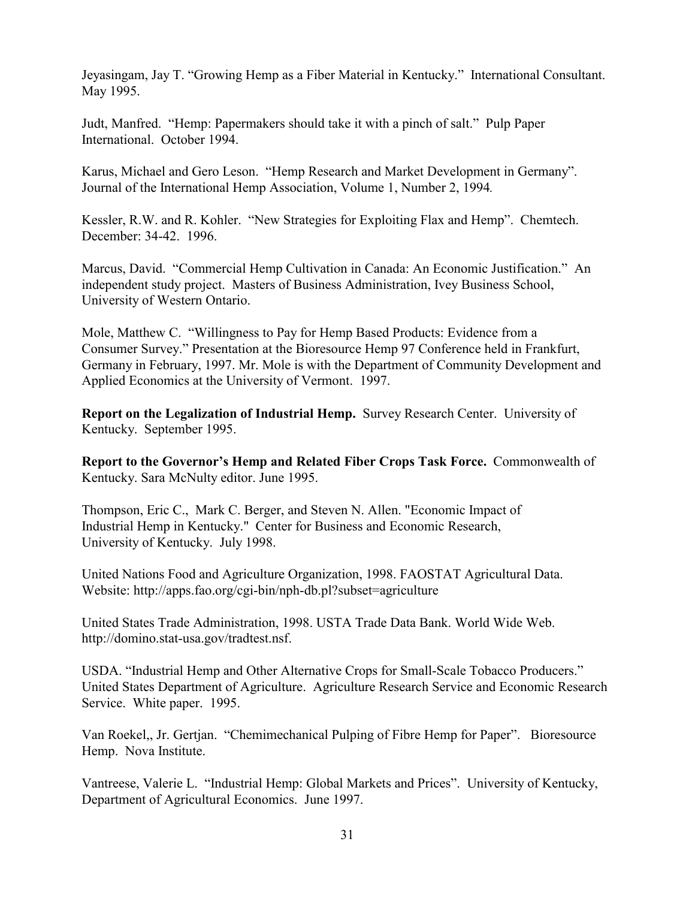Jeyasingam, Jay T. “Growing Hemp as a Fiber Material in Kentucky.” International Consultant. May 1995.

Judt, Manfred. “Hemp: Papermakers should take it with a pinch of salt.” Pulp Paper International. October 1994.

Karus, Michael and Gero Leson. “Hemp Research and Market Development in Germany”. Journal of the International Hemp Association, Volume 1, Number 2, 1994.

Kessler, R.W. and R. Kohler. “New Strategies for Exploiting Flax and Hemp”. Chemtech. December: 34-42. 1996.

Marcus, David. “Commercial Hemp Cultivation in Canada: An Economic Justification.” An independent study project. Masters of Business Administration, Ivey Business School, University of Western Ontario.

Mole, Matthew C. “Willingness to Pay for Hemp Based Products: Evidence from a Consumer Survey.” Presentation at the Bioresource Hemp 97 Conference held in Frankfurt, Germany in February, 1997. Mr. Mole is with the Department of Community Development and Applied Economics at the University of Vermont. 1997.

**Report on the Legalization of Industrial Hemp.** Survey Research Center. University of Kentucky. September 1995.

**Report to the Governor’s Hemp and Related Fiber Crops Task Force.** Commonwealth of Kentucky. Sara McNulty editor. June 1995.

Thompson, Eric C., Mark C. Berger, and Steven N. Allen. "Economic Impact of Industrial Hemp in Kentucky." Center for Business and Economic Research, University of Kentucky. July 1998.

United Nations Food and Agriculture Organization, 1998. FAOSTAT Agricultural Data. Website: http://apps.fao.org/cgi-bin/nph-db.pl?subset=agriculture

United States Trade Administration, 1998. USTA Trade Data Bank. World Wide Web. http://domino.stat-usa.gov/tradtest.nsf.

USDA. “Industrial Hemp and Other Alternative Crops for Small-Scale Tobacco Producers.” United States Department of Agriculture. Agriculture Research Service and Economic Research Service. White paper. 1995.

Van Roekel,, Jr. Gertjan. “Chemimechanical Pulping of Fibre Hemp for Paper”. Bioresource Hemp. Nova Institute.

Vantreese, Valerie L. “Industrial Hemp: Global Markets and Prices”. University of Kentucky, Department of Agricultural Economics. June 1997.